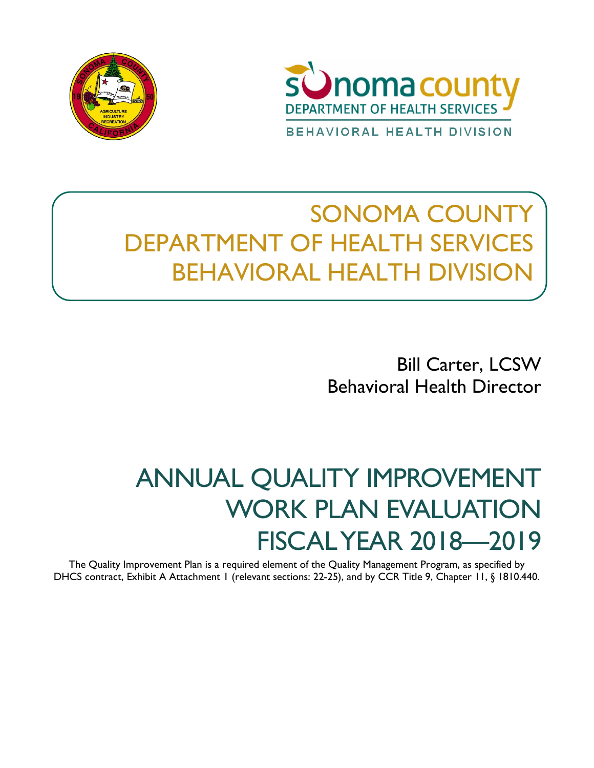# SONOMA COUNTY DEPARTMENT OF HEALTH SERVICES BEHAVIORAL HEALTH DIVISION

Bill Carter, LCSW
Behavioral Health Director

# ANNUAL QUALITY IMPROVEMENT WORK PLAN EVALUATION FISCAL YEAR 2018—2019

The Quality Improvement Plan is a required element of the Quality Management Program, as specified by DHCS contract, Exhibit A Attachment 1 (relevant sections: 22-25), and by CCR Title 9, Chapter 11, § 1810.440.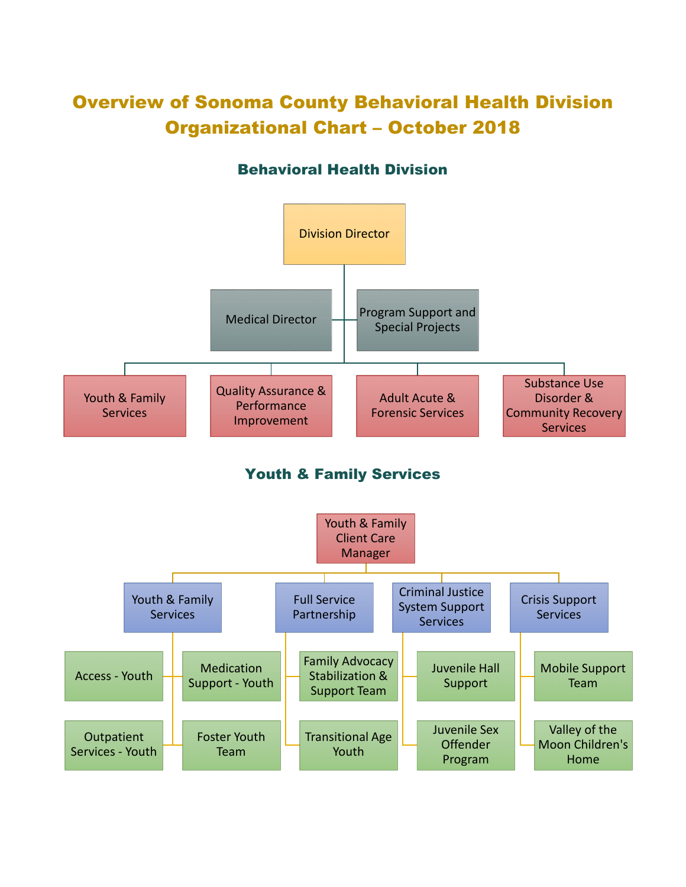# Overview of Sonoma County Behavioral Health Division Organizational Chart – October 2018

## Behavioral Health Division

- Division Director
  - Medical Director
  - Program Support and Special Projects
  - Youth & Family Services
  - Quality Assurance & Performance Improvement
  - Adult Acute & Forensic Services
  - Substance Use Disorder & Community Recovery Services

## Youth & Family Services

- Youth & Family Client Care Manager
  - Youth & Family Services
    - Access - Youth
    - Medication Support - Youth
    - Outpatient Services - Youth
    - Foster Youth Team
  - Full Service Partnership
    - Family Advocacy Stabilization & Support Team
    - Transitional Age Youth
  - Criminal Justice System Support Services
    - Juvenile Hall Support
    - Juvenile Sex Offender Program
  - Crisis Support Services
    - Mobile Support Team
    - Valley of the Moon Children's Home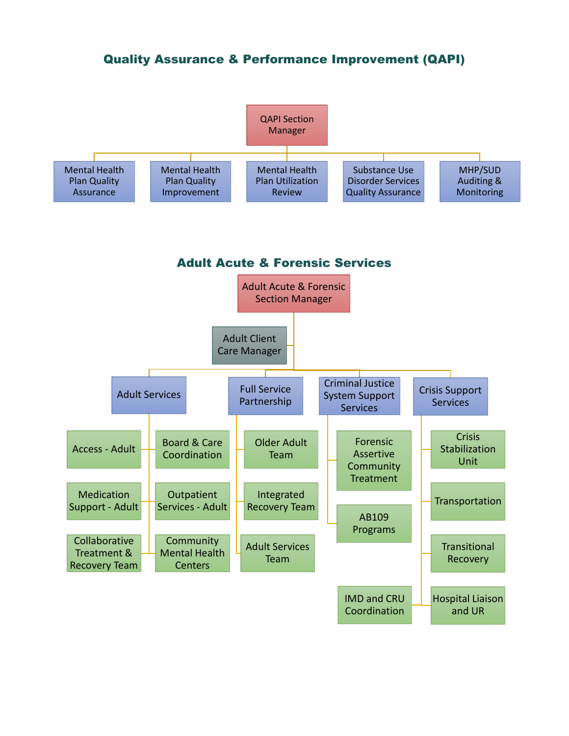## Quality Assurance & Performance Improvement (QAPI)

- QAPI Section Manager
  - Mental Health Plan Quality Assurance
  - Mental Health Plan Quality Improvement
  - Mental Health Plan Utilization Review
  - Substance Use Disorder Services Quality Assurance
  - MHP/SUD Auditing & Monitoring

## Adult Acute & Forensic Services

- Adult Acute & Forensic Section Manager
  - Adult Client Care Manager
  - Adult Services
    - Access - Adult
    - Board & Care Coordination
    - Medication Support - Adult
    - Outpatient Services - Adult
    - Collaborative Treatment & Recovery Team
    - Community Mental Health Centers
  - Full Service Partnership
    - Older Adult Team
    - Integrated Recovery Team
    - Adult Services Team
  - Criminal Justice System Support Services
    - Forensic Assertive Community Treatment
    - AB109 Programs
  - Crisis Support Services
    - Crisis Stabilization Unit
    - Transportation
    - Transitional Recovery
    - Hospital Liaison and UR
    - IMD and CRU Coordination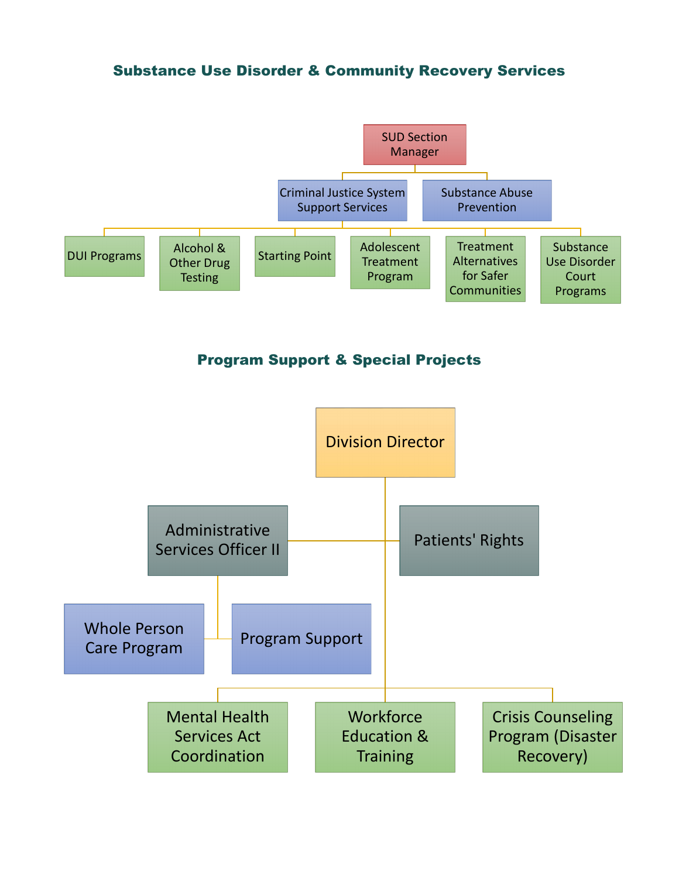## Substance Use Disorder & Community Recovery Services

- SUD Section Manager
  - Criminal Justice System Support Services
    - DUI Programs
    - Alcohol & Other Drug Testing
    - Starting Point
    - Adolescent Treatment Program
    - Treatment Alternatives for Safer Communities
    - Substance Use Disorder Court Programs
  - Substance Abuse Prevention

## Program Support & Special Projects

- Division Director
  - Administrative Services Officer II
    - Whole Person Care Program
    - Program Support
  - Patients' Rights
  - Mental Health Services Act Coordination
  - Workforce Education & Training
  - Crisis Counseling Program (Disaster Recovery)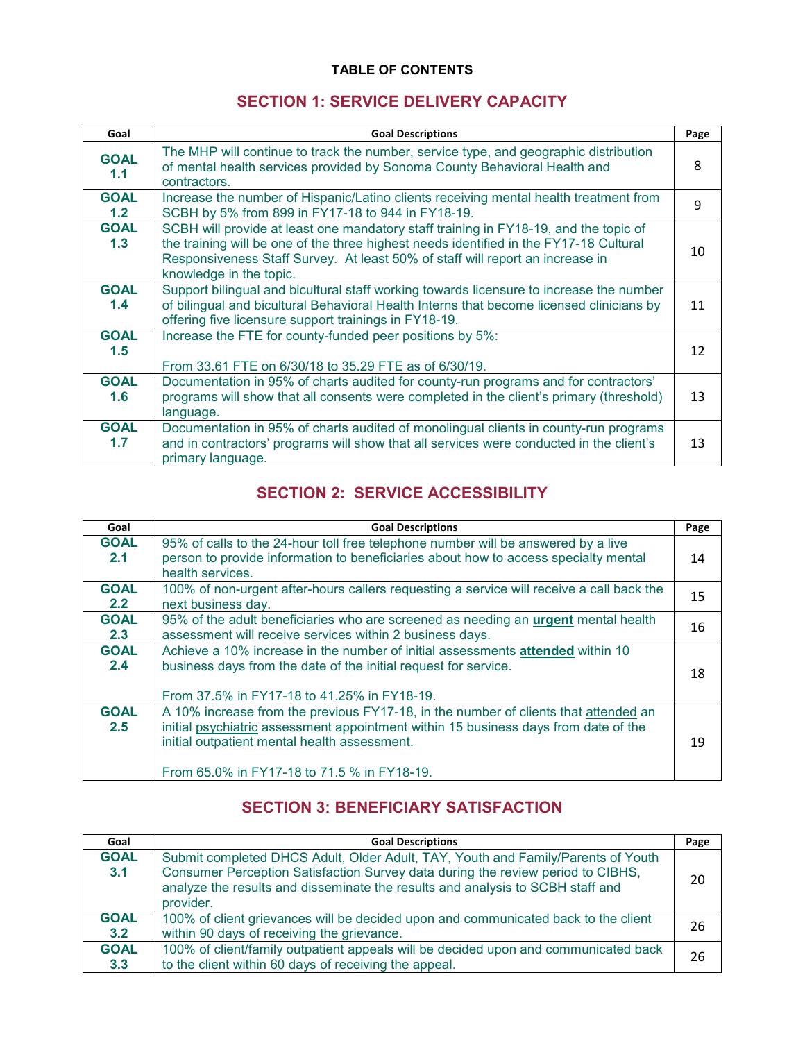**TABLE OF CONTENTS**

## SECTION 1: SERVICE DELIVERY CAPACITY

| Goal | Goal Descriptions | Page |
|---|---|---|
| **GOAL 1.1** | The MHP will continue to track the number, service type, and geographic distribution of mental health services provided by Sonoma County Behavioral Health and contractors. | 8 |
| **GOAL 1.2** | Increase the number of Hispanic/Latino clients receiving mental health treatment from SCBH by 5% from 899 in FY17-18 to 944 in FY18-19. | 9 |
| **GOAL 1.3** | SCBH will provide at least one mandatory staff training in FY18-19, and the topic of the training will be one of the three highest needs identified in the FY17-18 Cultural Responsiveness Staff Survey. At least 50% of staff will report an increase in knowledge in the topic. | 10 |
| **GOAL 1.4** | Support bilingual and bicultural staff working towards licensure to increase the number of bilingual and bicultural Behavioral Health Interns that become licensed clinicians by offering five licensure support trainings in FY18-19. | 11 |
| **GOAL 1.5** | Increase the FTE for county-funded peer positions by 5%:<br><br>From 33.61 FTE on 6/30/18 to 35.29 FTE as of 6/30/19. | 12 |
| **GOAL 1.6** | Documentation in 95% of charts audited for county-run programs and for contractors' programs will show that all consents were completed in the client's primary (threshold) language. | 13 |
| **GOAL 1.7** | Documentation in 95% of charts audited of monolingual clients in county-run programs and in contractors' programs will show that all services were conducted in the client's primary language. | 13 |

## SECTION 2: SERVICE ACCESSIBILITY

| Goal | Goal Descriptions | Page |
|---|---|---|
| **GOAL 2.1** | 95% of calls to the 24-hour toll free telephone number will be answered by a live person to provide information to beneficiaries about how to access specialty mental health services. | 14 |
| **GOAL 2.2** | 100% of non-urgent after-hours callers requesting a service will receive a call back the next business day. | 15 |
| **GOAL 2.3** | 95% of the adult beneficiaries who are screened as needing an **urgent** mental health assessment will receive services within 2 business days. | 16 |
| **GOAL 2.4** | Achieve a 10% increase in the number of initial assessments **attended** within 10 business days from the date of the initial request for service.<br><br>From 37.5% in FY17-18 to 41.25% in FY18-19. | 18 |
| **GOAL 2.5** | A 10% increase from the previous FY17-18, in the number of clients that attended an initial psychiatric assessment appointment within 15 business days from date of the initial outpatient mental health assessment.<br><br>From 65.0% in FY17-18 to 71.5 % in FY18-19. | 19 |

## SECTION 3: BENEFICIARY SATISFACTION

| Goal | Goal Descriptions | Page |
|---|---|---|
| **GOAL 3.1** | Submit completed DHCS Adult, Older Adult, TAY, Youth and Family/Parents of Youth Consumer Perception Satisfaction Survey data during the review period to CIBHS, analyze the results and disseminate the results and analysis to SCBH staff and provider. | 20 |
| **GOAL 3.2** | 100% of client grievances will be decided upon and communicated back to the client within 90 days of receiving the grievance. | 26 |
| **GOAL 3.3** | 100% of client/family outpatient appeals will be decided upon and communicated back to the client within 60 days of receiving the appeal. | 26 |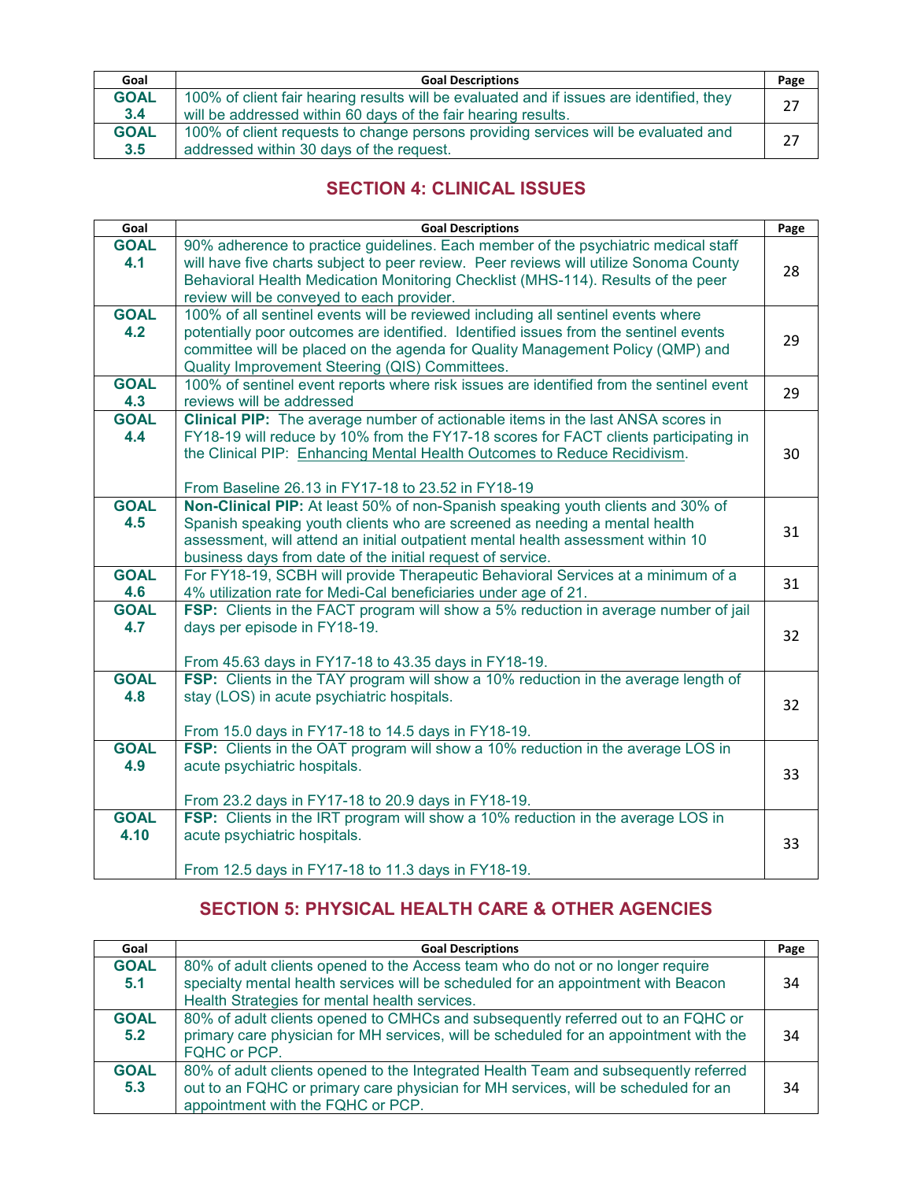| Goal | Goal Descriptions | Page |
|---|---|---|
| **GOAL 3.4** | 100% of client fair hearing results will be evaluated and if issues are identified, they will be addressed within 60 days of the fair hearing results. | 27 |
| **GOAL 3.5** | 100% of client requests to change persons providing services will be evaluated and addressed within 30 days of the request. | 27 |

## SECTION 4: CLINICAL ISSUES

| Goal | Goal Descriptions | Page |
|---|---|---|
| **GOAL 4.1** | 90% adherence to practice guidelines. Each member of the psychiatric medical staff will have five charts subject to peer review. Peer reviews will utilize Sonoma County Behavioral Health Medication Monitoring Checklist (MHS-114). Results of the peer review will be conveyed to each provider. | 28 |
| **GOAL 4.2** | 100% of all sentinel events will be reviewed including all sentinel events where potentially poor outcomes are identified. Identified issues from the sentinel events committee will be placed on the agenda for Quality Management Policy (QMP) and Quality Improvement Steering (QIS) Committees. | 29 |
| **GOAL 4.3** | 100% of sentinel event reports where risk issues are identified from the sentinel event reviews will be addressed | 29 |
| **GOAL 4.4** | **Clinical PIP:** The average number of actionable items in the last ANSA scores in FY18-19 will reduce by 10% from the FY17-18 scores for FACT clients participating in the Clinical PIP: Enhancing Mental Health Outcomes to Reduce Recidivism.<br><br>From Baseline 26.13 in FY17-18 to 23.52 in FY18-19 | 30 |
| **GOAL 4.5** | **Non-Clinical PIP:** At least 50% of non-Spanish speaking youth clients and 30% of Spanish speaking youth clients who are screened as needing a mental health assessment, will attend an initial outpatient mental health assessment within 10 business days from date of the initial request of service. | 31 |
| **GOAL 4.6** | For FY18-19, SCBH will provide Therapeutic Behavioral Services at a minimum of a 4% utilization rate for Medi-Cal beneficiaries under age of 21. | 31 |
| **GOAL 4.7** | **FSP:** Clients in the FACT program will show a 5% reduction in average number of jail days per episode in FY18-19.<br><br>From 45.63 days in FY17-18 to 43.35 days in FY18-19. | 32 |
| **GOAL 4.8** | **FSP:** Clients in the TAY program will show a 10% reduction in the average length of stay (LOS) in acute psychiatric hospitals.<br><br>From 15.0 days in FY17-18 to 14.5 days in FY18-19. | 32 |
| **GOAL 4.9** | **FSP:** Clients in the OAT program will show a 10% reduction in the average LOS in acute psychiatric hospitals.<br><br>From 23.2 days in FY17-18 to 20.9 days in FY18-19. | 33 |
| **GOAL 4.10** | **FSP:** Clients in the IRT program will show a 10% reduction in the average LOS in acute psychiatric hospitals.<br><br>From 12.5 days in FY17-18 to 11.3 days in FY18-19. | 33 |

## SECTION 5: PHYSICAL HEALTH CARE & OTHER AGENCIES

| Goal | Goal Descriptions | Page |
|---|---|---|
| **GOAL 5.1** | 80% of adult clients opened to the Access team who do not or no longer require specialty mental health services will be scheduled for an appointment with Beacon Health Strategies for mental health services. | 34 |
| **GOAL 5.2** | 80% of adult clients opened to CMHCs and subsequently referred out to an FQHC or primary care physician for MH services, will be scheduled for an appointment with the FQHC or PCP. | 34 |
| **GOAL 5.3** | 80% of adult clients opened to the Integrated Health Team and subsequently referred out to an FQHC or primary care physician for MH services, will be scheduled for an appointment with the FQHC or PCP. | 34 |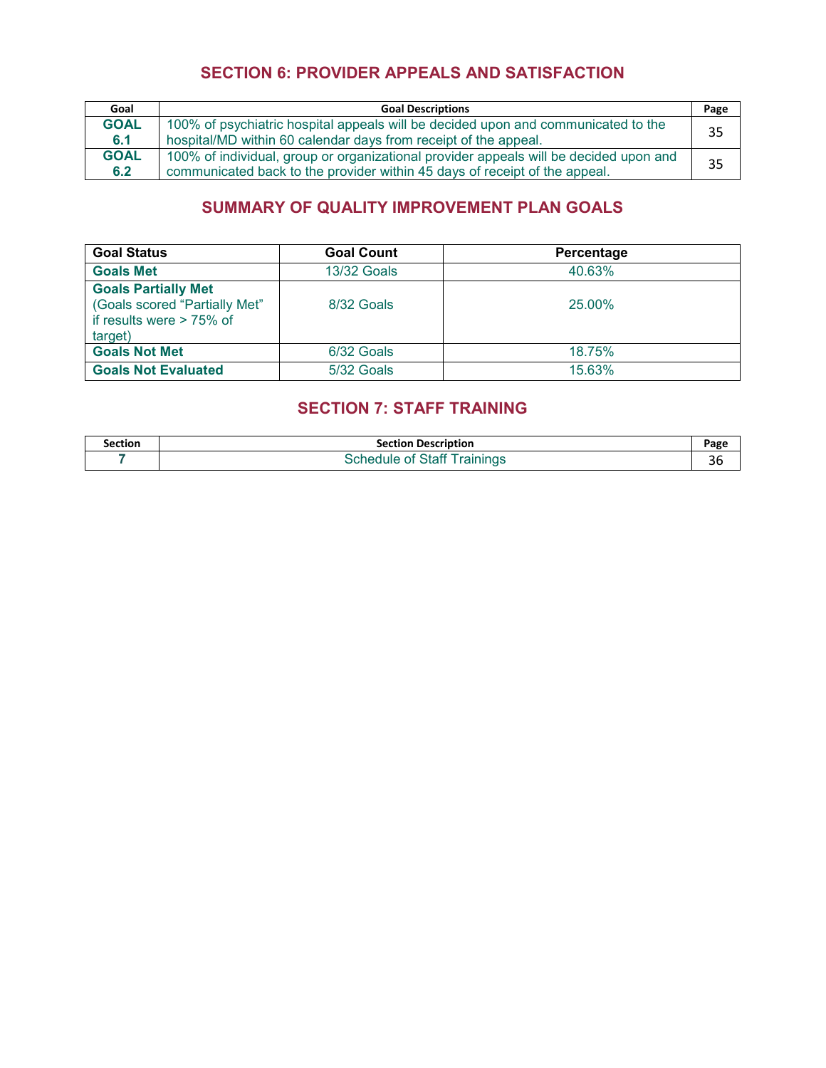## SECTION 6: PROVIDER APPEALS AND SATISFACTION

| Goal | Goal Descriptions | Page |
|---|---|---|
| **GOAL 6.1** | 100% of psychiatric hospital appeals will be decided upon and communicated to the hospital/MD within 60 calendar days from receipt of the appeal. | 35 |
| **GOAL 6.2** | 100% of individual, group or organizational provider appeals will be decided upon and communicated back to the provider within 45 days of receipt of the appeal. | 35 |

## SUMMARY OF QUALITY IMPROVEMENT PLAN GOALS

| Goal Status | Goal Count | Percentage |
|---|---|---|
| **Goals Met** | 13/32 Goals | 40.63% |
| **Goals Partially Met** (Goals scored "Partially Met" if results were > 75% of target) | 8/32 Goals | 25.00% |
| **Goals Not Met** | 6/32 Goals | 18.75% |
| **Goals Not Evaluated** | 5/32 Goals | 15.63% |

## SECTION 7: STAFF TRAINING

| Section | Section Description | Page |
|---|---|---|
| **7** | Schedule of Staff Trainings | 36 |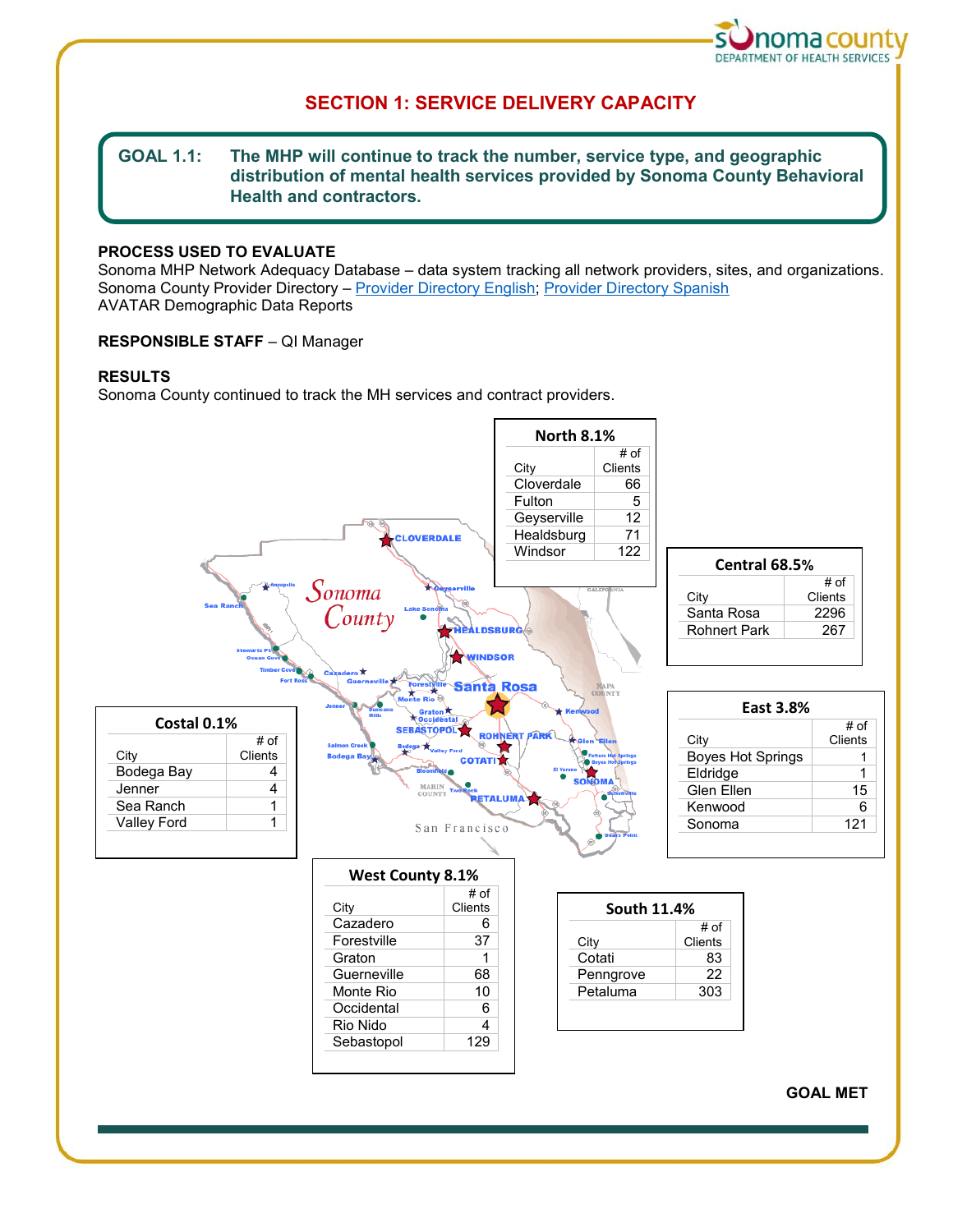# SECTION 1: SERVICE DELIVERY CAPACITY

**GOAL 1.1: The MHP will continue to track the number, service type, and geographic distribution of mental health services provided by Sonoma County Behavioral Health and contractors.**

**PROCESS USED TO EVALUATE**

Sonoma MHP Network Adequacy Database – data system tracking all network providers, sites, and organizations.
Sonoma County Provider Directory – Provider Directory English; Provider Directory Spanish
AVATAR Demographic Data Reports

**RESPONSIBLE STAFF** – QI Manager

**RESULTS**

Sonoma County continued to track the MH services and contract providers.

**North 8.1%**

| City | # of Clients |
|---|---|
| Cloverdale | 66 |
| Fulton | 5 |
| Geyserville | 12 |
| Healdsburg | 71 |
| Windsor | 122 |

**Central 68.5%**

| City | # of Clients |
|---|---|
| Santa Rosa | 2296 |
| Rohnert Park | 267 |

**Costal 0.1%**

| City | # of Clients |
|---|---|
| Bodega Bay | 4 |
| Jenner | 4 |
| Sea Ranch | 1 |
| Valley Ford | 1 |

**East 3.8%**

| City | # of Clients |
|---|---|
| Boyes Hot Springs | 1 |
| Eldridge | 1 |
| Glen Ellen | 15 |
| Kenwood | 6 |
| Sonoma | 121 |

**West County 8.1%**

| City | # of Clients |
|---|---|
| Cazadero | 6 |
| Forestville | 37 |
| Graton | 1 |
| Guerneville | 68 |
| Monte Rio | 10 |
| Occidental | 6 |
| Rio Nido | 4 |
| Sebastopol | 129 |

**South 11.4%**

| City | # of Clients |
|---|---|
| Cotati | 83 |
| Penngrove | 22 |
| Petaluma | 303 |

**GOAL MET**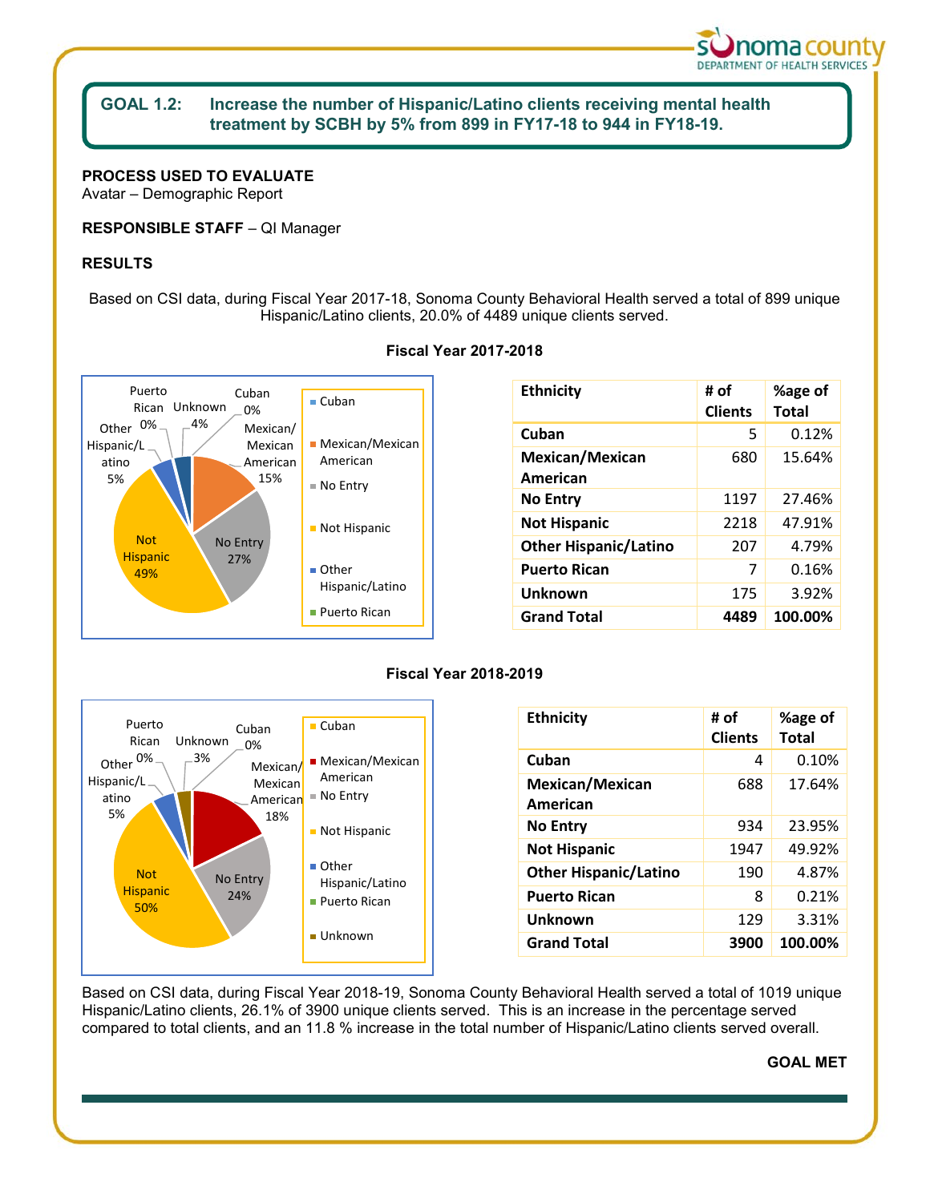**GOAL 1.2: Increase the number of Hispanic/Latino clients receiving mental health treatment by SCBH by 5% from 899 in FY17-18 to 944 in FY18-19.**

**PROCESS USED TO EVALUATE**
Avatar – Demographic Report

**RESPONSIBLE STAFF** – QI Manager

**RESULTS**

Based on CSI data, during Fiscal Year 2017-18, Sonoma County Behavioral Health served a total of 899 unique Hispanic/Latino clients, 20.0% of 4489 unique clients served.

**Fiscal Year 2017-2018**

| Ethnicity | # of Clients | %age of Total |
|---|---|---|
| Cuban | 5 | 0.12% |
| Mexican/Mexican American | 680 | 15.64% |
| No Entry | 1197 | 27.46% |
| Not Hispanic | 2218 | 47.91% |
| Other Hispanic/Latino | 207 | 4.79% |
| Puerto Rican | 7 | 0.16% |
| Unknown | 175 | 3.92% |
| **Grand Total** | **4489** | **100.00%** |

**Fiscal Year 2018-2019**

| Ethnicity | # of Clients | %age of Total |
|---|---|---|
| Cuban | 4 | 0.10% |
| Mexican/Mexican American | 688 | 17.64% |
| No Entry | 934 | 23.95% |
| Not Hispanic | 1947 | 49.92% |
| Other Hispanic/Latino | 190 | 4.87% |
| Puerto Rican | 8 | 0.21% |
| Unknown | 129 | 3.31% |
| **Grand Total** | **3900** | **100.00%** |

Based on CSI data, during Fiscal Year 2018-19, Sonoma County Behavioral Health served a total of 1019 unique Hispanic/Latino clients, 26.1% of 3900 unique clients served. This is an increase in the percentage served compared to total clients, and an 11.8 % increase in the total number of Hispanic/Latino clients served overall.

**GOAL MET**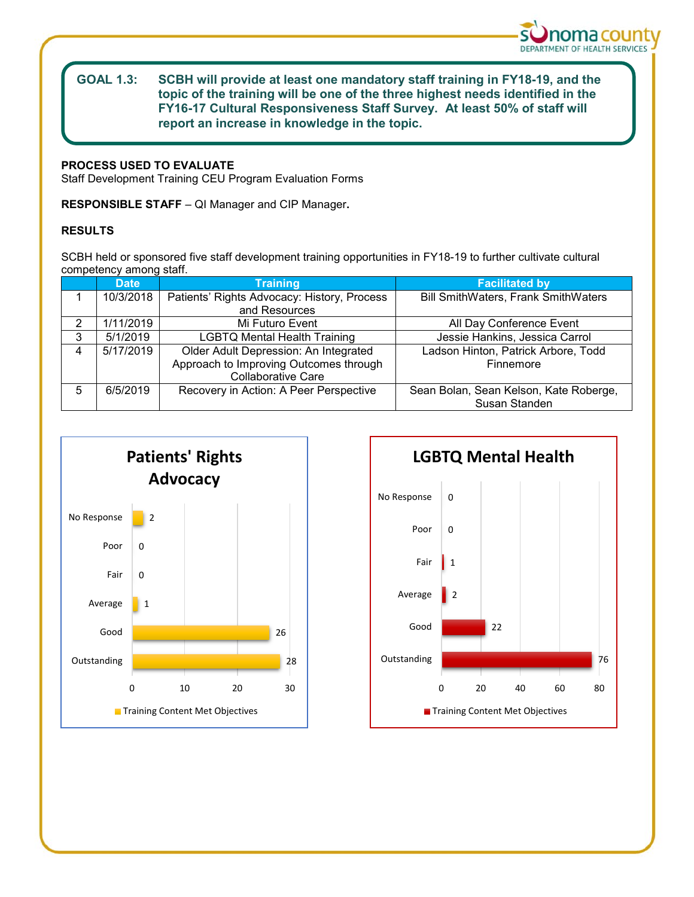**GOAL 1.3:** **SCBH will provide at least one mandatory staff training in FY18-19, and the topic of the training will be one of the three highest needs identified in the FY16-17 Cultural Responsiveness Staff Survey. At least 50% of staff will report an increase in knowledge in the topic.**

**PROCESS USED TO EVALUATE**
Staff Development Training CEU Program Evaluation Forms

**RESPONSIBLE STAFF** – QI Manager and CIP Manager**.**

**RESULTS**

SCBH held or sponsored five staff development training opportunities in FY18-19 to further cultivate cultural competency among staff.

| | Date | Training | Facilitated by |
|---|---|---|---|
| 1 | 10/3/2018 | Patients' Rights Advocacy: History, Process and Resources | Bill SmithWaters, Frank SmithWaters |
| 2 | 1/11/2019 | Mi Futuro Event | All Day Conference Event |
| 3 | 5/1/2019 | LGBTQ Mental Health Training | Jessie Hankins, Jessica Carrol |
| 4 | 5/17/2019 | Older Adult Depression: An Integrated Approach to Improving Outcomes through Collaborative Care | Ladson Hinton, Patrick Arbore, Todd Finnemore |
| 5 | 6/5/2019 | Recovery in Action: A Peer Perspective | Sean Bolan, Sean Kelson, Kate Roberge, Susan Standen |

**Patients' Rights Advocacy** (Training Content Met Objectives)

| Rating | Count |
|---|---|
| No Response | 2 |
| Poor | 0 |
| Fair | 0 |
| Average | 1 |
| Good | 26 |
| Outstanding | 28 |

**LGBTQ Mental Health** (Training Content Met Objectives)

| Rating | Count |
|---|---|
| No Response | 0 |
| Poor | 0 |
| Fair | 1 |
| Average | 2 |
| Good | 22 |
| Outstanding | 76 |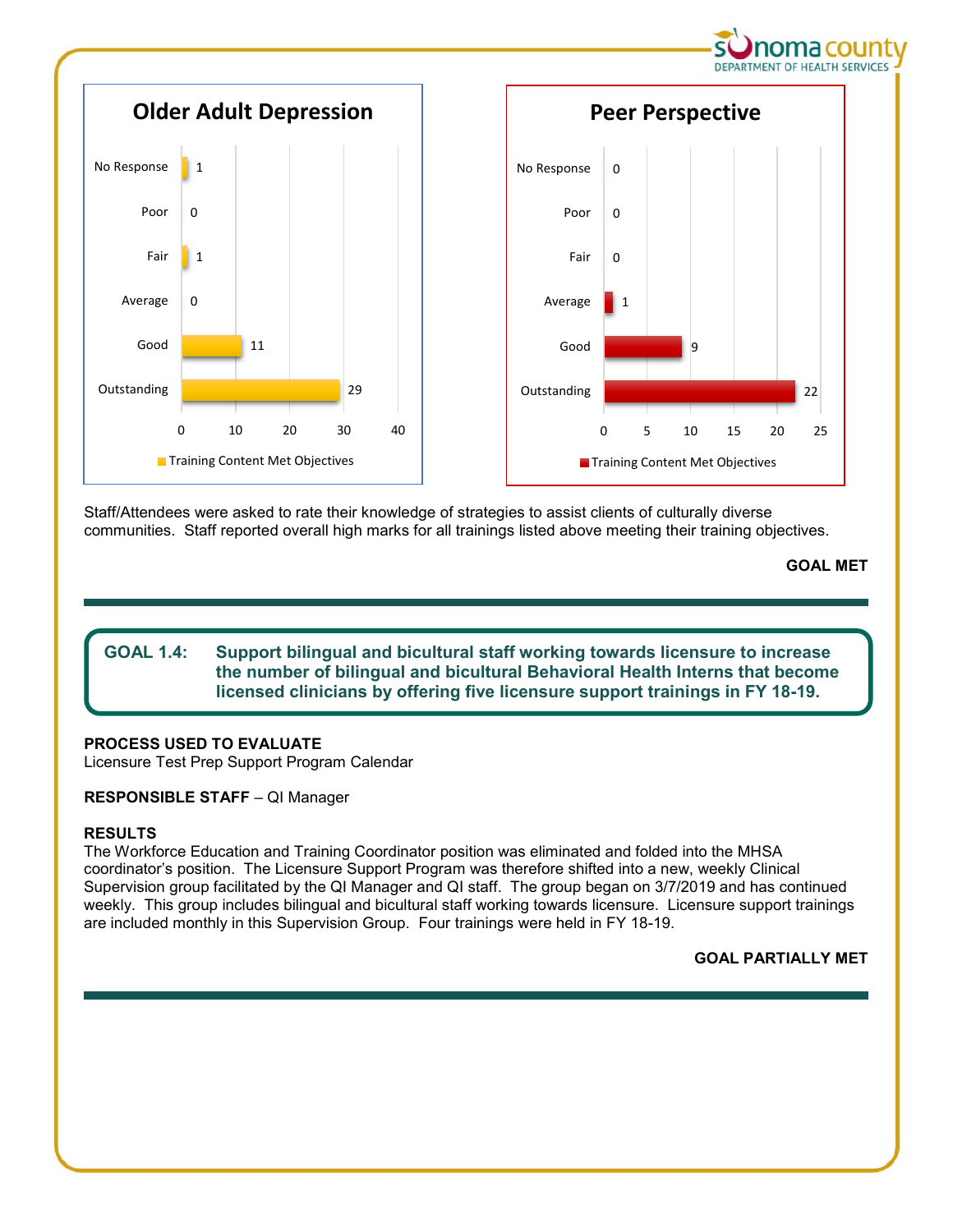## Older Adult Depression

| Rating | Training Content Met Objectives |
| --- | --- |
| No Response | 1 |
| Poor | 0 |
| Fair | 1 |
| Average | 0 |
| Good | 11 |
| Outstanding | 29 |

## Peer Perspective

| Rating | Training Content Met Objectives |
| --- | --- |
| No Response | 0 |
| Poor | 0 |
| Fair | 0 |
| Average | 1 |
| Good | 9 |
| Outstanding | 22 |

Staff/Attendees were asked to rate their knowledge of strategies to assist clients of culturally diverse communities. Staff reported overall high marks for all trainings listed above meeting their training objectives.

**GOAL MET**

---

**GOAL 1.4: Support bilingual and bicultural staff working towards licensure to increase the number of bilingual and bicultural Behavioral Health Interns that become licensed clinicians by offering five licensure support trainings in FY 18-19.**

**PROCESS USED TO EVALUATE**
Licensure Test Prep Support Program Calendar

**RESPONSIBLE STAFF** – QI Manager

**RESULTS**
The Workforce Education and Training Coordinator position was eliminated and folded into the MHSA coordinator's position. The Licensure Support Program was therefore shifted into a new, weekly Clinical Supervision group facilitated by the QI Manager and QI staff. The group began on 3/7/2019 and has continued weekly. This group includes bilingual and bicultural staff working towards licensure. Licensure support trainings are included monthly in this Supervision Group. Four trainings were held in FY 18-19.

**GOAL PARTIALLY MET**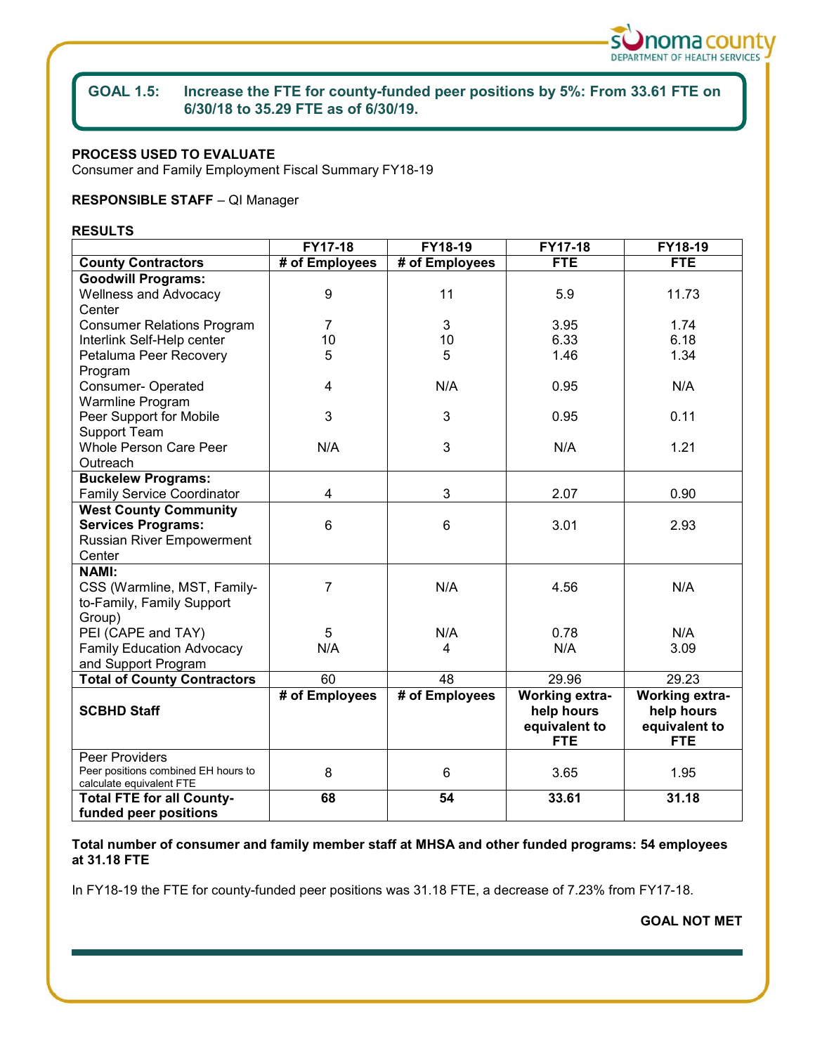## GOAL 1.5: Increase the FTE for county-funded peer positions by 5%: From 33.61 FTE on 6/30/18 to 35.29 FTE as of 6/30/19.

**PROCESS USED TO EVALUATE**
Consumer and Family Employment Fiscal Summary FY18-19

**RESPONSIBLE STAFF** – QI Manager

**RESULTS**

| County Contractors | FY17-18 # of Employees | FY18-19 # of Employees | FY17-18 FTE | FY18-19 FTE |
|---|---|---|---|---|
| **Goodwill Programs:** | | | | |
| Wellness and Advocacy Center | 9 | 11 | 5.9 | 11.73 |
| Consumer Relations Program | 7 | 3 | 3.95 | 1.74 |
| Interlink Self-Help center | 10 | 10 | 6.33 | 6.18 |
| Petaluma Peer Recovery Program | 5 | 5 | 1.46 | 1.34 |
| Consumer- Operated Warmline Program | 4 | N/A | 0.95 | N/A |
| Peer Support for Mobile Support Team | 3 | 3 | 0.95 | 0.11 |
| Whole Person Care Peer Outreach | N/A | 3 | N/A | 1.21 |
| **Buckelew Programs:** | | | | |
| Family Service Coordinator | 4 | 3 | 2.07 | 0.90 |
| **West County Community Services Programs:** Russian River Empowerment Center | 6 | 6 | 3.01 | 2.93 |
| **NAMI:** | | | | |
| CSS (Warmline, MST, Family-to-Family, Family Support Group) | 7 | N/A | 4.56 | N/A |
| PEI (CAPE and TAY) | 5 | N/A | 0.78 | N/A |
| Family Education Advocacy and Support Program | N/A | 4 | N/A | 3.09 |
| **Total of County Contractors** | 60 | 48 | 29.96 | 29.23 |
| **SCBHD Staff** | **# of Employees** | **# of Employees** | **Working extra-help hours equivalent to FTE** | **Working extra-help hours equivalent to FTE** |
| Peer Providers<br>Peer positions combined EH hours to calculate equivalent FTE | 8 | 6 | 3.65 | 1.95 |
| **Total FTE for all County-funded peer positions** | **68** | **54** | **33.61** | **31.18** |

**Total number of consumer and family member staff at MHSA and other funded programs: 54 employees at 31.18 FTE**

In FY18-19 the FTE for county-funded peer positions was 31.18 FTE, a decrease of 7.23% from FY17-18.

**GOAL NOT MET**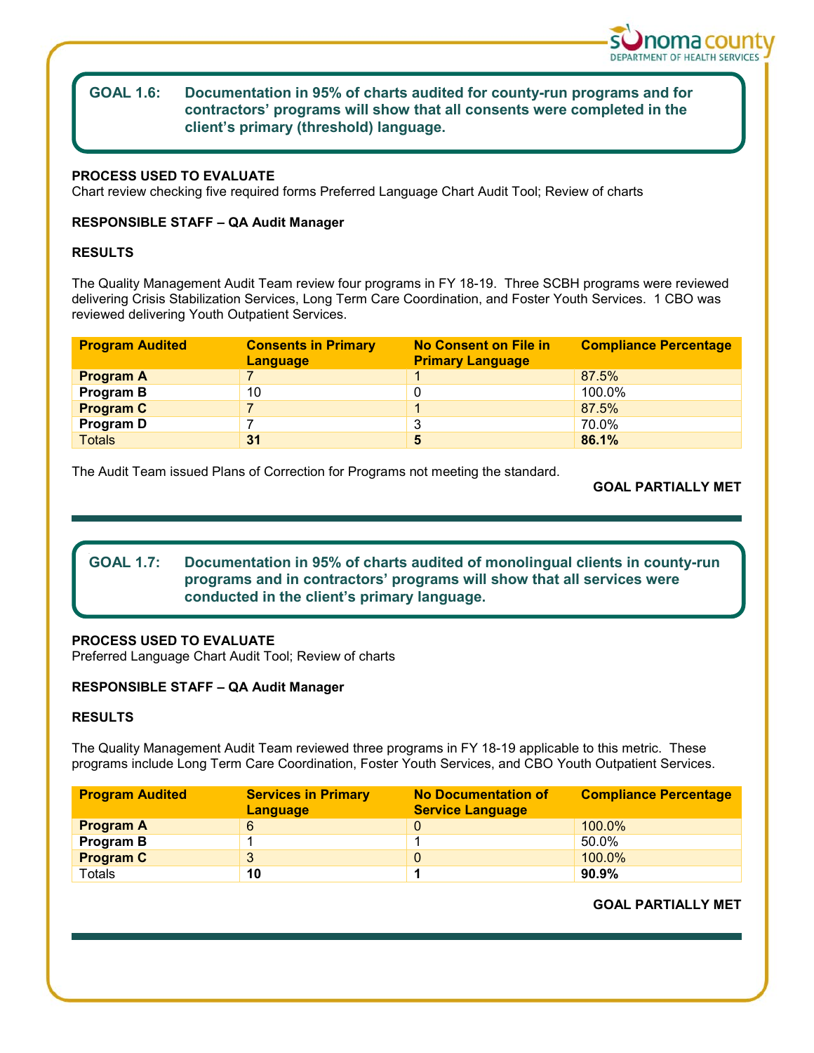## GOAL 1.6: Documentation in 95% of charts audited for county-run programs and for contractors' programs will show that all consents were completed in the client's primary (threshold) language.

**PROCESS USED TO EVALUATE**
Chart review checking five required forms Preferred Language Chart Audit Tool; Review of charts

**RESPONSIBLE STAFF – QA Audit Manager**

**RESULTS**

The Quality Management Audit Team review four programs in FY 18-19. Three SCBH programs were reviewed delivering Crisis Stabilization Services, Long Term Care Coordination, and Foster Youth Services. 1 CBO was reviewed delivering Youth Outpatient Services.

| Program Audited | Consents in Primary Language | No Consent on File in Primary Language | Compliance Percentage |
|---|---|---|---|
| **Program A** | 7 | 1 | 87.5% |
| **Program B** | 10 | 0 | 100.0% |
| **Program C** | 7 | 1 | 87.5% |
| **Program D** | 7 | 3 | 70.0% |
| Totals | **31** | **5** | **86.1%** |

The Audit Team issued Plans of Correction for Programs not meeting the standard.

**GOAL PARTIALLY MET**

---

## GOAL 1.7: Documentation in 95% of charts audited of monolingual clients in county-run programs and in contractors' programs will show that all services were conducted in the client's primary language.

**PROCESS USED TO EVALUATE**
Preferred Language Chart Audit Tool; Review of charts

**RESPONSIBLE STAFF – QA Audit Manager**

**RESULTS**

The Quality Management Audit Team reviewed three programs in FY 18-19 applicable to this metric. These programs include Long Term Care Coordination, Foster Youth Services, and CBO Youth Outpatient Services.

| Program Audited | Services in Primary Language | No Documentation of Service Language | Compliance Percentage |
|---|---|---|---|
| **Program A** | 6 | 0 | 100.0% |
| **Program B** | 1 | 1 | 50.0% |
| **Program C** | 3 | 0 | 100.0% |
| Totals | **10** | **1** | **90.9%** |

**GOAL PARTIALLY MET**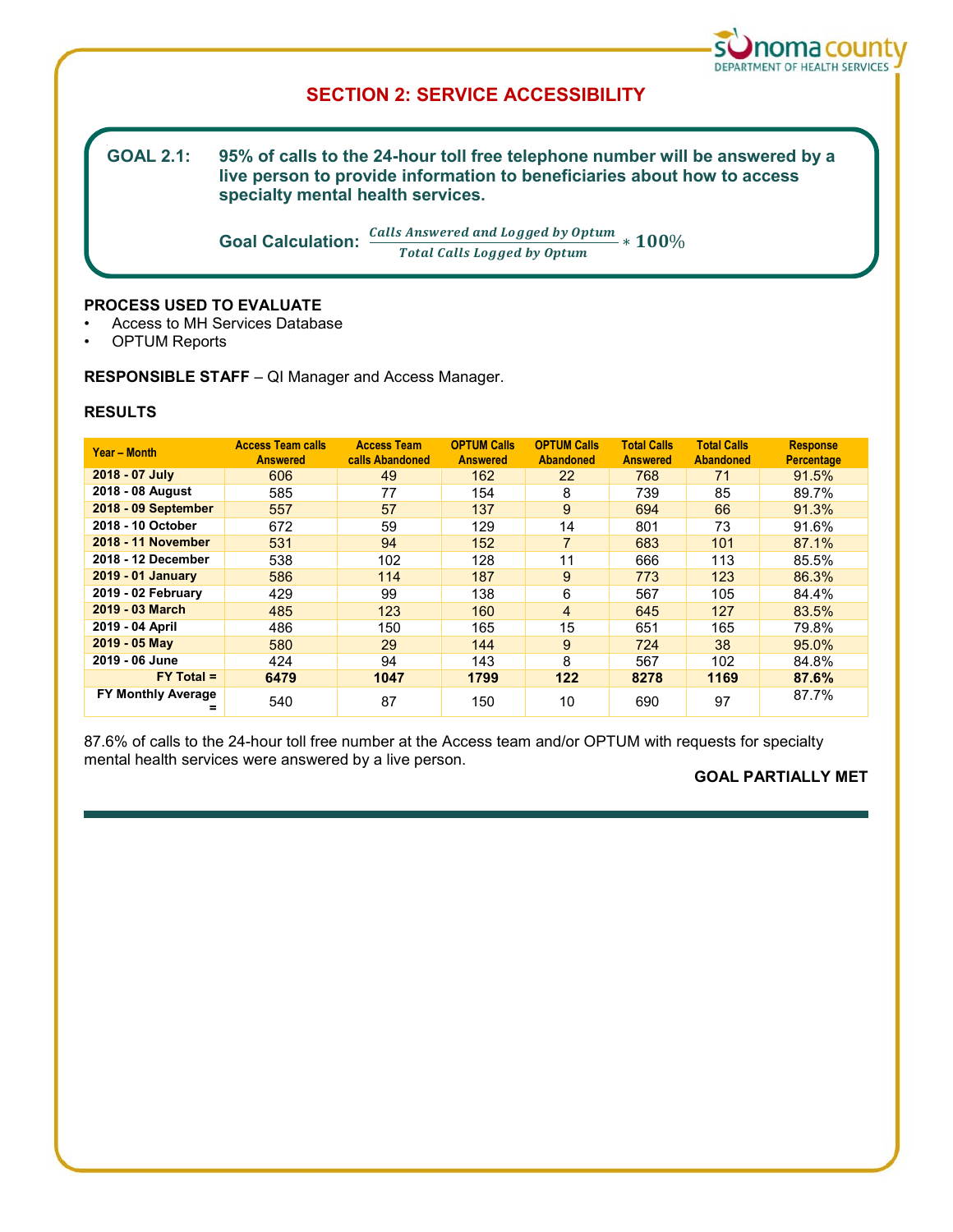## SECTION 2: SERVICE ACCESSIBILITY

**GOAL 2.1:** **95% of calls to the 24-hour toll free telephone number will be answered by a live person to provide information to beneficiaries about how to access specialty mental health services.**

**Goal Calculation:** $\frac{\textit{Calls Answered and Logged by Optum}}{\textit{Total Calls Logged by Optum}} * \mathbf{100}\%$

**PROCESS USED TO EVALUATE**
- Access to MH Services Database
- OPTUM Reports

**RESPONSIBLE STAFF** – QI Manager and Access Manager.

**RESULTS**

| Year – Month | Access Team calls Answered | Access Team calls Abandoned | OPTUM Calls Answered | OPTUM Calls Abandoned | Total Calls Answered | Total Calls Abandoned | Response Percentage |
|---|---|---|---|---|---|---|---|
| **2018 - 07 July** | 606 | 49 | 162 | 22 | 768 | 71 | 91.5% |
| **2018 - 08 August** | 585 | 77 | 154 | 8 | 739 | 85 | 89.7% |
| **2018 - 09 September** | 557 | 57 | 137 | 9 | 694 | 66 | 91.3% |
| **2018 - 10 October** | 672 | 59 | 129 | 14 | 801 | 73 | 91.6% |
| **2018 - 11 November** | 531 | 94 | 152 | 7 | 683 | 101 | 87.1% |
| **2018 - 12 December** | 538 | 102 | 128 | 11 | 666 | 113 | 85.5% |
| **2019 - 01 January** | 586 | 114 | 187 | 9 | 773 | 123 | 86.3% |
| **2019 - 02 February** | 429 | 99 | 138 | 6 | 567 | 105 | 84.4% |
| **2019 - 03 March** | 485 | 123 | 160 | 4 | 645 | 127 | 83.5% |
| **2019 - 04 April** | 486 | 150 | 165 | 15 | 651 | 165 | 79.8% |
| **2019 - 05 May** | 580 | 29 | 144 | 9 | 724 | 38 | 95.0% |
| **2019 - 06 June** | 424 | 94 | 143 | 8 | 567 | 102 | 84.8% |
| **FY Total =** | **6479** | **1047** | **1799** | **122** | **8278** | **1169** | **87.6%** |
| **FY Monthly Average =** | 540 | 87 | 150 | 10 | 690 | 97 | 87.7% |

87.6% of calls to the 24-hour toll free number at the Access team and/or OPTUM with requests for specialty mental health services were answered by a live person.

**GOAL PARTIALLY MET**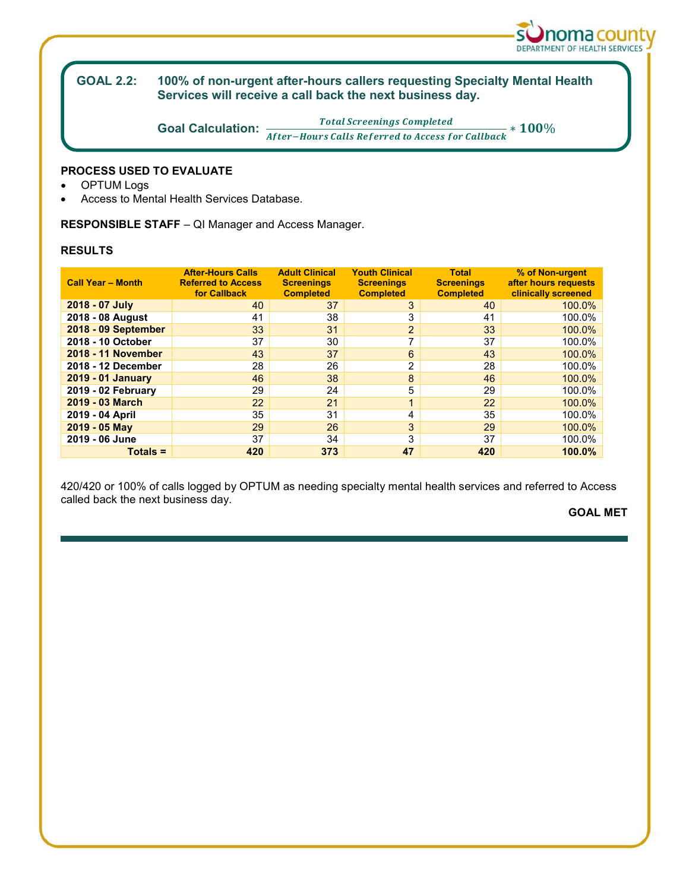**GOAL 2.2:** **100% of non-urgent after-hours callers requesting Specialty Mental Health Services will receive a call back the next business day.**

**Goal Calculation:** $$\frac{Total\ Screenings\ Completed}{After\text{-}Hours\ Calls\ Referred\ to\ Access\ for\ Callback} * 100\%$$

**PROCESS USED TO EVALUATE**

- OPTUM Logs
- Access to Mental Health Services Database.

**RESPONSIBLE STAFF** – QI Manager and Access Manager.

**RESULTS**

| Call Year – Month | After-Hours Calls Referred to Access for Callback | Adult Clinical Screenings Completed | Youth Clinical Screenings Completed | Total Screenings Completed | % of Non-urgent after hours requests clinically screened |
|---|---|---|---|---|---|
| **2018 - 07 July** | 40 | 37 | 3 | 40 | 100.0% |
| **2018 - 08 August** | 41 | 38 | 3 | 41 | 100.0% |
| **2018 - 09 September** | 33 | 31 | 2 | 33 | 100.0% |
| **2018 - 10 October** | 37 | 30 | 7 | 37 | 100.0% |
| **2018 - 11 November** | 43 | 37 | 6 | 43 | 100.0% |
| **2018 - 12 December** | 28 | 26 | 2 | 28 | 100.0% |
| **2019 - 01 January** | 46 | 38 | 8 | 46 | 100.0% |
| **2019 - 02 February** | 29 | 24 | 5 | 29 | 100.0% |
| **2019 - 03 March** | 22 | 21 | 1 | 22 | 100.0% |
| **2019 - 04 April** | 35 | 31 | 4 | 35 | 100.0% |
| **2019 - 05 May** | 29 | 26 | 3 | 29 | 100.0% |
| **2019 - 06 June** | 37 | 34 | 3 | 37 | 100.0% |
| **Totals =** | **420** | **373** | **47** | **420** | **100.0%** |

420/420 or 100% of calls logged by OPTUM as needing specialty mental health services and referred to Access called back the next business day.

**GOAL MET**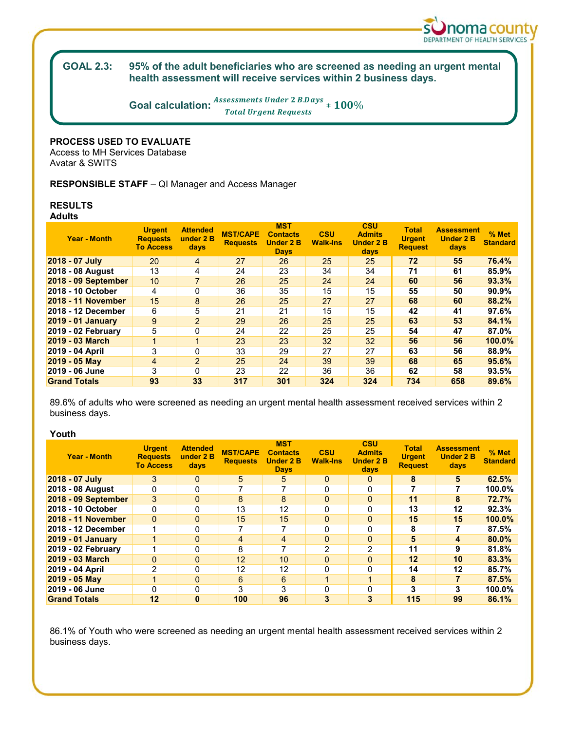**GOAL 2.3:** **95% of the adult beneficiaries who are screened as needing an urgent mental health assessment will receive services within 2 business days.**

**Goal calculation:** $\frac{Assessments\ Under\ 2\ B.Days}{Total\ Urgent\ Requests} * 100\%$

**PROCESS USED TO EVALUATE**
Access to MH Services Database
Avatar & SWITS

**RESPONSIBLE STAFF** – QI Manager and Access Manager

**RESULTS**
**Adults**

| Year - Month | Urgent Requests To Access | Attended under 2 B days | MST/CAPE Requests | MST Contacts Under 2 B Days | CSU Walk-Ins | CSU Admits Under 2 B days | Total Urgent Request | Assessment Under 2 B days | % Met Standard |
|---|---|---|---|---|---|---|---|---|---|
| 2018 - 07 July | 20 | 4 | 27 | 26 | 25 | 25 | 72 | 55 | 76.4% |
| 2018 - 08 August | 13 | 4 | 24 | 23 | 34 | 34 | 71 | 61 | 85.9% |
| 2018 - 09 September | 10 | 7 | 26 | 25 | 24 | 24 | 60 | 56 | 93.3% |
| 2018 - 10 October | 4 | 0 | 36 | 35 | 15 | 15 | 55 | 50 | 90.9% |
| 2018 - 11 November | 15 | 8 | 26 | 25 | 27 | 27 | 68 | 60 | 88.2% |
| 2018 - 12 December | 6 | 5 | 21 | 21 | 15 | 15 | 42 | 41 | 97.6% |
| 2019 - 01 January | 9 | 2 | 29 | 26 | 25 | 25 | 63 | 53 | 84.1% |
| 2019 - 02 February | 5 | 0 | 24 | 22 | 25 | 25 | 54 | 47 | 87.0% |
| 2019 - 03 March | 1 | 1 | 23 | 23 | 32 | 32 | 56 | 56 | 100.0% |
| 2019 - 04 April | 3 | 0 | 33 | 29 | 27 | 27 | 63 | 56 | 88.9% |
| 2019 - 05 May | 4 | 2 | 25 | 24 | 39 | 39 | 68 | 65 | 95.6% |
| 2019 - 06 June | 3 | 0 | 23 | 22 | 36 | 36 | 62 | 58 | 93.5% |
| **Grand Totals** | **93** | **33** | **317** | **301** | **324** | **324** | **734** | **658** | **89.6%** |

89.6% of adults who were screened as needing an urgent mental health assessment received services within 2 business days.

**Youth**

| Year - Month | Urgent Requests To Access | Attended under 2 B days | MST/CAPE Requests | MST Contacts Under 2 B Days | CSU Walk-Ins | CSU Admits Under 2 B days | Total Urgent Request | Assessment Under 2 B days | % Met Standard |
|---|---|---|---|---|---|---|---|---|---|
| 2018 - 07 July | 3 | 0 | 5 | 5 | 0 | 0 | 8 | 5 | 62.5% |
| 2018 - 08 August | 0 | 0 | 7 | 7 | 0 | 0 | 7 | 7 | 100.0% |
| 2018 - 09 September | 3 | 0 | 8 | 8 | 0 | 0 | 11 | 8 | 72.7% |
| 2018 - 10 October | 0 | 0 | 13 | 12 | 0 | 0 | 13 | 12 | 92.3% |
| 2018 - 11 November | 0 | 0 | 15 | 15 | 0 | 0 | 15 | 15 | 100.0% |
| 2018 - 12 December | 1 | 0 | 7 | 7 | 0 | 0 | 8 | 7 | 87.5% |
| 2019 - 01 January | 1 | 0 | 4 | 4 | 0 | 0 | 5 | 4 | 80.0% |
| 2019 - 02 February | 1 | 0 | 8 | 7 | 2 | 2 | 11 | 9 | 81.8% |
| 2019 - 03 March | 0 | 0 | 12 | 10 | 0 | 0 | 12 | 10 | 83.3% |
| 2019 - 04 April | 2 | 0 | 12 | 12 | 0 | 0 | 14 | 12 | 85.7% |
| 2019 - 05 May | 1 | 0 | 6 | 6 | 1 | 1 | 8 | 7 | 87.5% |
| 2019 - 06 June | 0 | 0 | 3 | 3 | 0 | 0 | 3 | 3 | 100.0% |
| **Grand Totals** | **12** | **0** | **100** | **96** | **3** | **3** | **115** | **99** | **86.1%** |

86.1% of Youth who were screened as needing an urgent mental health assessment received services within 2 business days.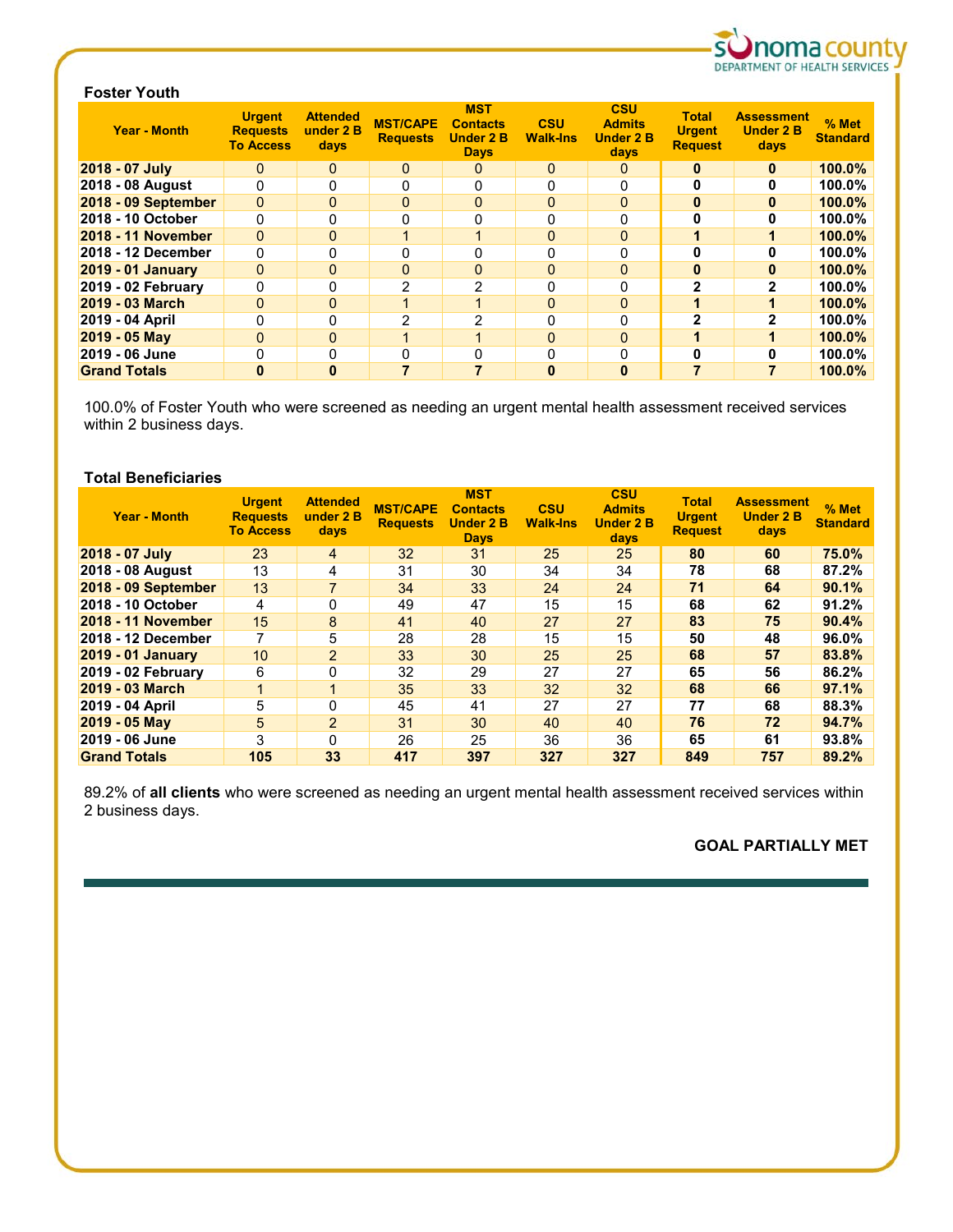### Foster Youth

| Year - Month | Urgent Requests To Access | Attended under 2 B days | MST/CAPE Requests | MST Contacts Under 2 B Days | CSU Walk-Ins | CSU Admits Under 2 B days | Total Urgent Request | Assessment Under 2 B days | % Met Standard |
|---|---|---|---|---|---|---|---|---|---|
| **2018 - 07 July** | 0 | 0 | 0 | 0 | 0 | 0 | **0** | **0** | **100.0%** |
| **2018 - 08 August** | 0 | 0 | 0 | 0 | 0 | 0 | **0** | **0** | **100.0%** |
| **2018 - 09 September** | 0 | 0 | 0 | 0 | 0 | 0 | **0** | **0** | **100.0%** |
| **2018 - 10 October** | 0 | 0 | 0 | 0 | 0 | 0 | **0** | **0** | **100.0%** |
| **2018 - 11 November** | 0 | 0 | 1 | 1 | 0 | 0 | **1** | **1** | **100.0%** |
| **2018 - 12 December** | 0 | 0 | 0 | 0 | 0 | 0 | **0** | **0** | **100.0%** |
| **2019 - 01 January** | 0 | 0 | 0 | 0 | 0 | 0 | **0** | **0** | **100.0%** |
| **2019 - 02 February** | 0 | 0 | 2 | 2 | 0 | 0 | **2** | **2** | **100.0%** |
| **2019 - 03 March** | 0 | 0 | 1 | 1 | 0 | 0 | **1** | **1** | **100.0%** |
| **2019 - 04 April** | 0 | 0 | 2 | 2 | 0 | 0 | **2** | **2** | **100.0%** |
| **2019 - 05 May** | 0 | 0 | 1 | 1 | 0 | 0 | **1** | **1** | **100.0%** |
| **2019 - 06 June** | 0 | 0 | 0 | 0 | 0 | 0 | **0** | **0** | **100.0%** |
| **Grand Totals** | **0** | **0** | **7** | **7** | **0** | **0** | **7** | **7** | **100.0%** |

100.0% of Foster Youth who were screened as needing an urgent mental health assessment received services within 2 business days.

### Total Beneficiaries

| Year - Month | Urgent Requests To Access | Attended under 2 B days | MST/CAPE Requests | MST Contacts Under 2 B Days | CSU Walk-Ins | CSU Admits Under 2 B days | Total Urgent Request | Assessment Under 2 B days | % Met Standard |
|---|---|---|---|---|---|---|---|---|---|
| **2018 - 07 July** | 23 | 4 | 32 | 31 | 25 | 25 | **80** | **60** | **75.0%** |
| **2018 - 08 August** | 13 | 4 | 31 | 30 | 34 | 34 | **78** | **68** | **87.2%** |
| **2018 - 09 September** | 13 | 7 | 34 | 33 | 24 | 24 | **71** | **64** | **90.1%** |
| **2018 - 10 October** | 4 | 0 | 49 | 47 | 15 | 15 | **68** | **62** | **91.2%** |
| **2018 - 11 November** | 15 | 8 | 41 | 40 | 27 | 27 | **83** | **75** | **90.4%** |
| **2018 - 12 December** | 7 | 5 | 28 | 28 | 15 | 15 | **50** | **48** | **96.0%** |
| **2019 - 01 January** | 10 | 2 | 33 | 30 | 25 | 25 | **68** | **57** | **83.8%** |
| **2019 - 02 February** | 6 | 0 | 32 | 29 | 27 | 27 | **65** | **56** | **86.2%** |
| **2019 - 03 March** | 1 | 1 | 35 | 33 | 32 | 32 | **68** | **66** | **97.1%** |
| **2019 - 04 April** | 5 | 0 | 45 | 41 | 27 | 27 | **77** | **68** | **88.3%** |
| **2019 - 05 May** | 5 | 2 | 31 | 30 | 40 | 40 | **76** | **72** | **94.7%** |
| **2019 - 06 June** | 3 | 0 | 26 | 25 | 36 | 36 | **65** | **61** | **93.8%** |
| **Grand Totals** | **105** | **33** | **417** | **397** | **327** | **327** | **849** | **757** | **89.2%** |

89.2% of **all clients** who were screened as needing an urgent mental health assessment received services within 2 business days.

**GOAL PARTIALLY MET**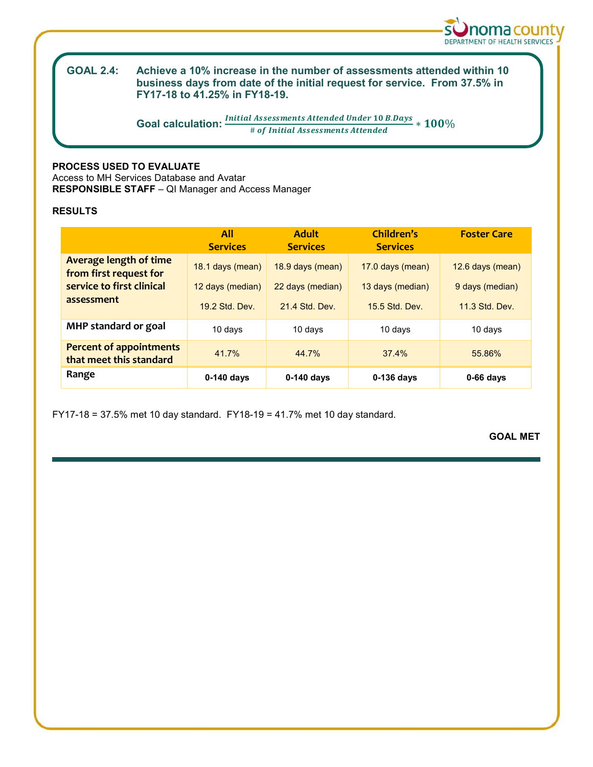**GOAL 2.4:** **Achieve a 10% increase in the number of assessments attended within 10 business days from date of the initial request for service. From 37.5% in FY17-18 to 41.25% in FY18-19.**

**Goal calculation:** $\frac{Initial\ Assessments\ Attended\ Under\ 10\ B.Days}{\#\ of\ Initial\ Assessments\ Attended} * 100\%$

**PROCESS USED TO EVALUATE**
Access to MH Services Database and Avatar
**RESPONSIBLE STAFF** – QI Manager and Access Manager

**RESULTS**

| | All Services | Adult Services | Children's Services | Foster Care |
|---|---|---|---|---|
| **Average length of time from first request for service to first clinical assessment** | 18.1 days (mean)<br>12 days (median)<br>19.2 Std. Dev. | 18.9 days (mean)<br>22 days (median)<br>21.4 Std. Dev. | 17.0 days (mean)<br>13 days (median)<br>15.5 Std. Dev. | 12.6 days (mean)<br>9 days (median)<br>11.3 Std. Dev. |
| **MHP standard or goal** | 10 days | 10 days | 10 days | 10 days |
| **Percent of appointments that meet this standard** | 41.7% | 44.7% | 37.4% | 55.86% |
| **Range** | **0-140 days** | **0-140 days** | **0-136 days** | **0-66 days** |

FY17-18 = 37.5% met 10 day standard. FY18-19 = 41.7% met 10 day standard.

**GOAL MET**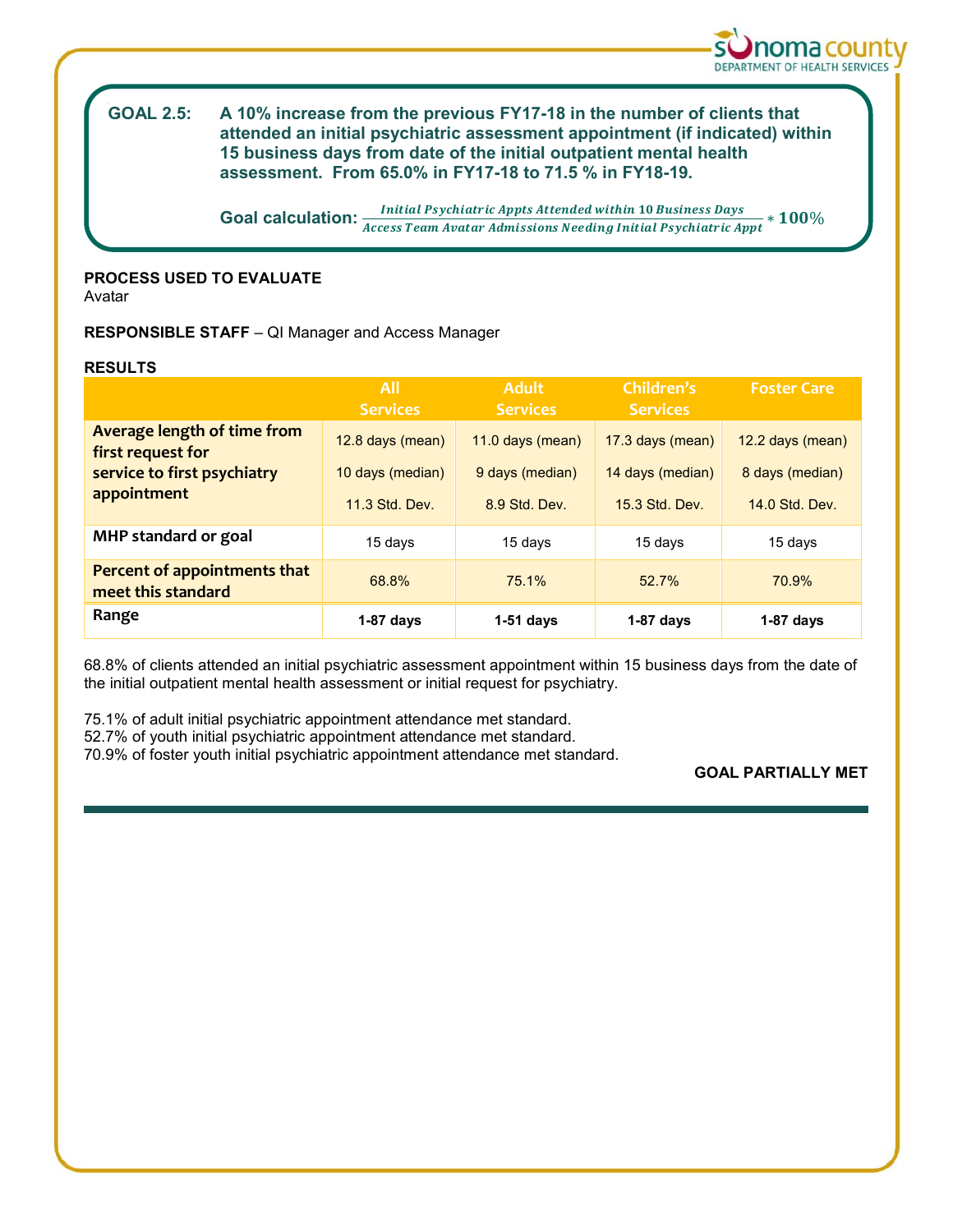**GOAL 2.5:** **A 10% increase from the previous FY17-18 in the number of clients that attended an initial psychiatric assessment appointment (if indicated) within 15 business days from date of the initial outpatient mental health assessment. From 65.0% in FY17-18 to 71.5 % in FY18-19.**

**Goal calculation:** $\frac{Initial\ Psychiatric\ Appts\ Attended\ within\ 10\ Business\ Days}{Access\ Team\ Avatar\ Admissions\ Needing\ Initial\ Psychiatric\ Appt} * 100\%$

**PROCESS USED TO EVALUATE**
Avatar

**RESPONSIBLE STAFF** – QI Manager and Access Manager

**RESULTS**

| | All Services | Adult Services | Children's Services | Foster Care |
|---|---|---|---|---|
| **Average length of time from first request for service to first psychiatry appointment** | 12.8 days (mean)<br>10 days (median)<br>11.3 Std. Dev. | 11.0 days (mean)<br>9 days (median)<br>8.9 Std. Dev. | 17.3 days (mean)<br>14 days (median)<br>15.3 Std. Dev. | 12.2 days (mean)<br>8 days (median)<br>14.0 Std. Dev. |
| **MHP standard or goal** | 15 days | 15 days | 15 days | 15 days |
| **Percent of appointments that meet this standard** | 68.8% | 75.1% | 52.7% | 70.9% |
| **Range** | **1-87 days** | **1-51 days** | **1-87 days** | **1-87 days** |

68.8% of clients attended an initial psychiatric assessment appointment within 15 business days from the date of the initial outpatient mental health assessment or initial request for psychiatry.

75.1% of adult initial psychiatric appointment attendance met standard.
52.7% of youth initial psychiatric appointment attendance met standard.
70.9% of foster youth initial psychiatric appointment attendance met standard.

**GOAL PARTIALLY MET**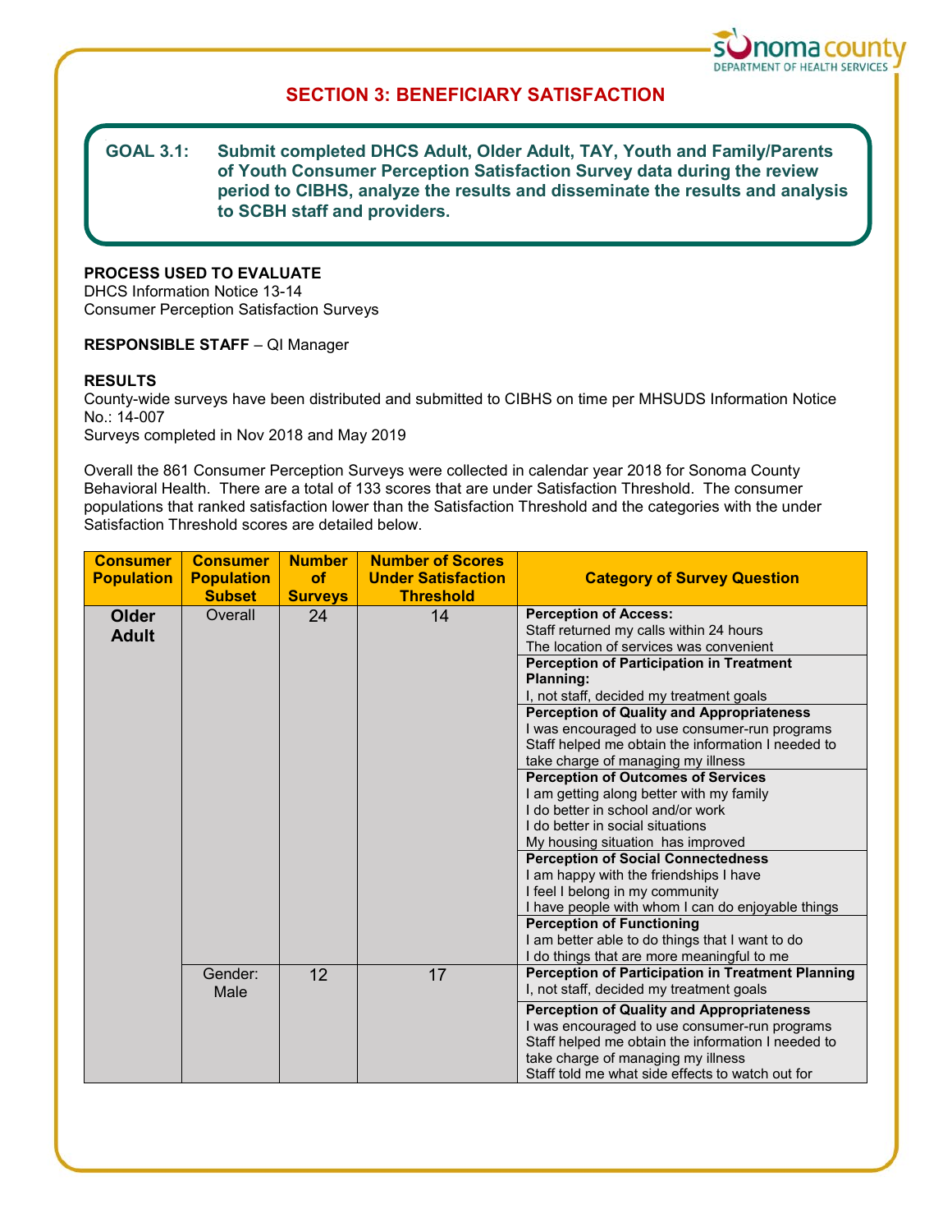## SECTION 3: BENEFICIARY SATISFACTION

**GOAL 3.1: Submit completed DHCS Adult, Older Adult, TAY, Youth and Family/Parents of Youth Consumer Perception Satisfaction Survey data during the review period to CIBHS, analyze the results and disseminate the results and analysis to SCBH staff and providers.**

**PROCESS USED TO EVALUATE**
DHCS Information Notice 13-14
Consumer Perception Satisfaction Surveys

**RESPONSIBLE STAFF** – QI Manager

**RESULTS**
County-wide surveys have been distributed and submitted to CIBHS on time per MHSUDS Information Notice No.: 14-007
Surveys completed in Nov 2018 and May 2019

Overall the 861 Consumer Perception Surveys were collected in calendar year 2018 for Sonoma County Behavioral Health. There are a total of 133 scores that are under Satisfaction Threshold. The consumer populations that ranked satisfaction lower than the Satisfaction Threshold and the categories with the under Satisfaction Threshold scores are detailed below.

| Consumer Population | Consumer Population Subset | Number of Surveys | Number of Scores Under Satisfaction Threshold | Category of Survey Question |
|---|---|---|---|---|
| **Older Adult** | Overall | 24 | 14 | **Perception of Access:**<br>Staff returned my calls within 24 hours<br>The location of services was convenient |
| | | | | **Perception of Participation in Treatment Planning:**<br>I, not staff, decided my treatment goals |
| | | | | **Perception of Quality and Appropriateness**<br>I was encouraged to use consumer-run programs<br>Staff helped me obtain the information I needed to take charge of managing my illness |
| | | | | **Perception of Outcomes of Services**<br>I am getting along better with my family<br>I do better in school and/or work<br>I do better in social situations<br>My housing situation has improved |
| | | | | **Perception of Social Connectedness**<br>I am happy with the friendships I have<br>I feel I belong in my community<br>I have people with whom I can do enjoyable things |
| | | | | **Perception of Functioning**<br>I am better able to do things that I want to do<br>I do things that are more meaningful to me |
| | Gender: Male | 12 | 17 | **Perception of Participation in Treatment Planning**<br>I, not staff, decided my treatment goals |
| | | | | **Perception of Quality and Appropriateness**<br>I was encouraged to use consumer-run programs<br>Staff helped me obtain the information I needed to take charge of managing my illness<br>Staff told me what side effects to watch out for |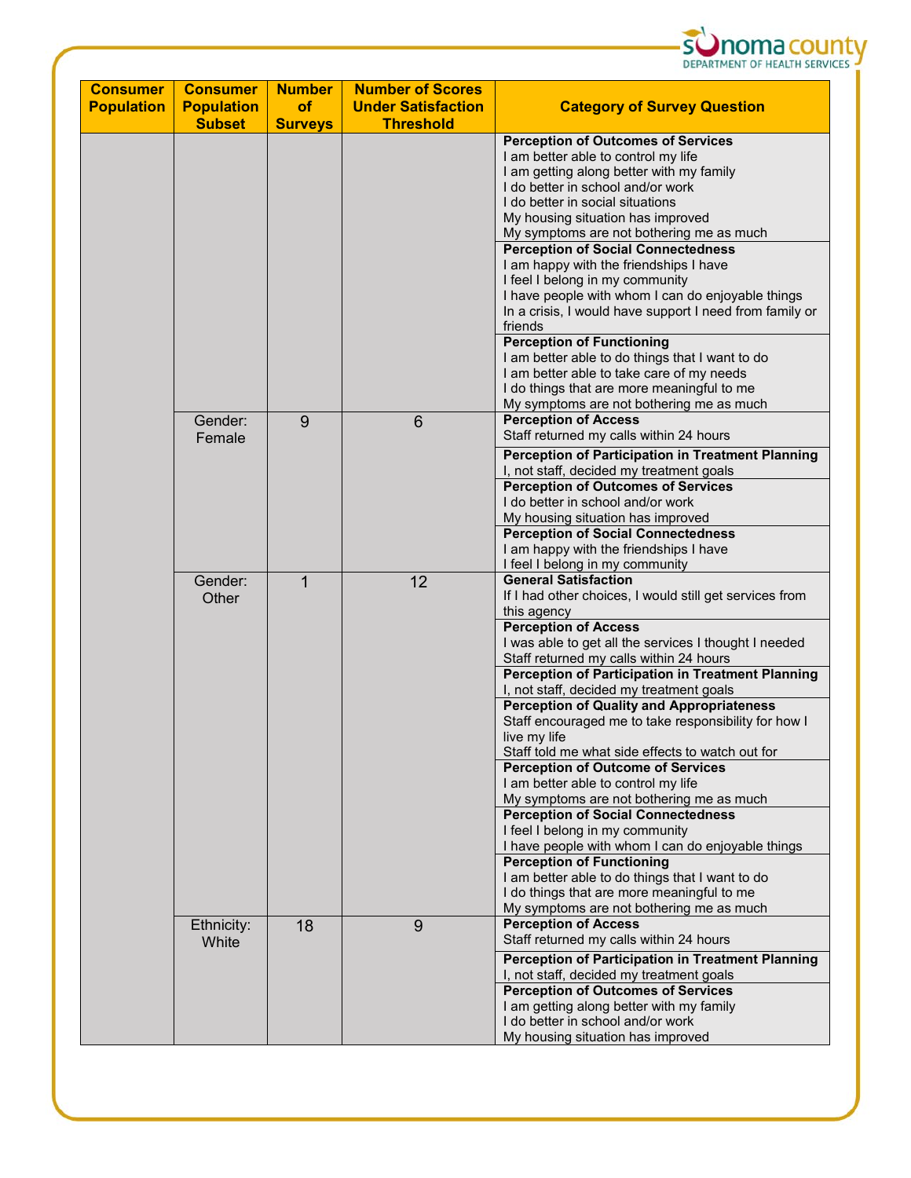| Consumer Population | Consumer Population Subset | Number of Surveys | Number of Scores Under Satisfaction Threshold | Category of Survey Question |
|---|---|---|---|---|
| | | | | **Perception of Outcomes of Services**<br>I am better able to control my life<br>I am getting along better with my family<br>I do better in school and/or work<br>I do better in social situations<br>My housing situation has improved<br>My symptoms are not bothering me as much |
| | | | | **Perception of Social Connectedness**<br>I am happy with the friendships I have<br>I feel I belong in my community<br>I have people with whom I can do enjoyable things<br>In a crisis, I would have support I need from family or friends |
| | | | | **Perception of Functioning**<br>I am better able to do things that I want to do<br>I am better able to take care of my needs<br>I do things that are more meaningful to me<br>My symptoms are not bothering me as much |
| | Gender: Female | 9 | 6 | **Perception of Access**<br>Staff returned my calls within 24 hours |
| | | | | **Perception of Participation in Treatment Planning**<br>I, not staff, decided my treatment goals |
| | | | | **Perception of Outcomes of Services**<br>I do better in school and/or work<br>My housing situation has improved |
| | | | | **Perception of Social Connectedness**<br>I am happy with the friendships I have<br>I feel I belong in my community |
| | Gender: Other | 1 | 12 | **General Satisfaction**<br>If I had other choices, I would still get services from this agency |
| | | | | **Perception of Access**<br>I was able to get all the services I thought I needed<br>Staff returned my calls within 24 hours |
| | | | | **Perception of Participation in Treatment Planning**<br>I, not staff, decided my treatment goals |
| | | | | **Perception of Quality and Appropriateness**<br>Staff encouraged me to take responsibility for how I live my life<br>Staff told me what side effects to watch out for |
| | | | | **Perception of Outcome of Services**<br>I am better able to control my life<br>My symptoms are not bothering me as much |
| | | | | **Perception of Social Connectedness**<br>I feel I belong in my community<br>I have people with whom I can do enjoyable things |
| | | | | **Perception of Functioning**<br>I am better able to do things that I want to do<br>I do things that are more meaningful to me<br>My symptoms are not bothering me as much |
| | Ethnicity: White | 18 | 9 | **Perception of Access**<br>Staff returned my calls within 24 hours |
| | | | | **Perception of Participation in Treatment Planning**<br>I, not staff, decided my treatment goals |
| | | | | **Perception of Outcomes of Services**<br>I am getting along better with my family<br>I do better in school and/or work<br>My housing situation has improved |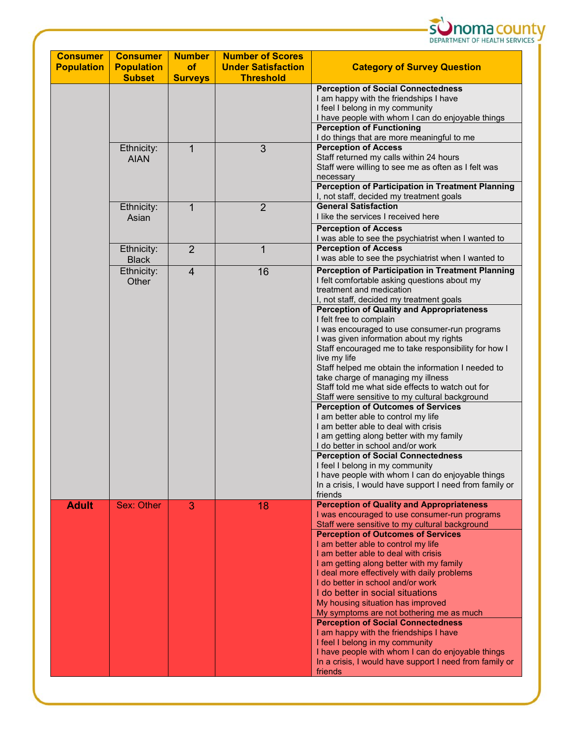| Consumer Population | Consumer Population Subset | Number of Surveys | Number of Scores Under Satisfaction Threshold | Category of Survey Question |
|---|---|---|---|---|
| | | | | **Perception of Social Connectedness**<br>I am happy with the friendships I have<br>I feel I belong in my community<br>I have people with whom I can do enjoyable things |
| | | | | **Perception of Functioning**<br>I do things that are more meaningful to me |
| | Ethnicity: AIAN | 1 | 3 | **Perception of Access**<br>Staff returned my calls within 24 hours<br>Staff were willing to see me as often as I felt was necessary |
| | | | | **Perception of Participation in Treatment Planning**<br>I, not staff, decided my treatment goals |
| | Ethnicity: Asian | 1 | 2 | **General Satisfaction**<br>I like the services I received here |
| | | | | **Perception of Access**<br>I was able to see the psychiatrist when I wanted to |
| | Ethnicity: Black | 2 | 1 | **Perception of Access**<br>I was able to see the psychiatrist when I wanted to |
| | Ethnicity: Other | 4 | 16 | **Perception of Participation in Treatment Planning**<br>I felt comfortable asking questions about my treatment and medication<br>I, not staff, decided my treatment goals |
| | | | | **Perception of Quality and Appropriateness**<br>I felt free to complain<br>I was encouraged to use consumer-run programs<br>I was given information about my rights<br>Staff encouraged me to take responsibility for how I live my life<br>Staff helped me obtain the information I needed to take charge of managing my illness<br>Staff told me what side effects to watch out for<br>Staff were sensitive to my cultural background |
| | | | | **Perception of Outcomes of Services**<br>I am better able to control my life<br>I am better able to deal with crisis<br>I am getting along better with my family<br>I do better in school and/or work |
| | | | | **Perception of Social Connectedness**<br>I feel I belong in my community<br>I have people with whom I can do enjoyable things<br>In a crisis, I would have support I need from family or friends |
| **Adult** | Sex: Other | 3 | 18 | **Perception of Quality and Appropriateness**<br>I was encouraged to use consumer-run programs<br>Staff were sensitive to my cultural background |
| | | | | **Perception of Outcomes of Services**<br>I am better able to control my life<br>I am better able to deal with crisis<br>I am getting along better with my family<br>I deal more effectively with daily problems<br>I do better in school and/or work<br>I do better in social situations<br>My housing situation has improved<br>My symptoms are not bothering me as much |
| | | | | **Perception of Social Connectedness**<br>I am happy with the friendships I have<br>I feel I belong in my community<br>I have people with whom I can do enjoyable things<br>In a crisis, I would have support I need from family or friends |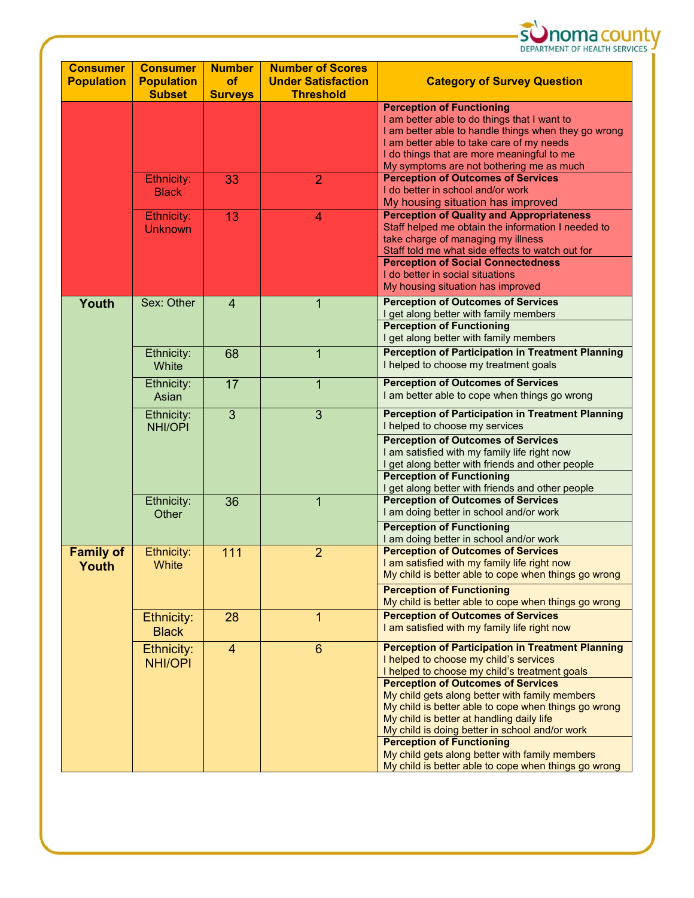| Consumer Population | Consumer Population Subset | Number of Surveys | Number of Scores Under Satisfaction Threshold | Category of Survey Question |
|---|---|---|---|---|
| | | | | **Perception of Functioning**<br>I am better able to do things that I want to<br>I am better able to handle things when they go wrong<br>I am better able to take care of my needs<br>I do things that are more meaningful to me<br>My symptoms are not bothering me as much |
| | Ethnicity: Black | 33 | 2 | **Perception of Outcomes of Services**<br>I do better in school and/or work<br>My housing situation has improved |
| | Ethnicity: Unknown | 13 | 4 | **Perception of Quality and Appropriateness**<br>Staff helped me obtain the information I needed to take charge of managing my illness<br>Staff told me what side effects to watch out for |
| | | | | **Perception of Social Connectedness**<br>I do better in social situations<br>My housing situation has improved |
| **Youth** | Sex: Other | 4 | 1 | **Perception of Outcomes of Services**<br>I get along better with family members |
| | | | | **Perception of Functioning**<br>I get along better with family members |
| | Ethnicity: White | 68 | 1 | **Perception of Participation in Treatment Planning**<br>I helped to choose my treatment goals |
| | Ethnicity: Asian | 17 | 1 | **Perception of Outcomes of Services**<br>I am better able to cope when things go wrong |
| | Ethnicity: NHI/OPI | 3 | 3 | **Perception of Participation in Treatment Planning**<br>I helped to choose my services |
| | | | | **Perception of Outcomes of Services**<br>I am satisfied with my family life right now<br>I get along better with friends and other people |
| | | | | **Perception of Functioning**<br>I get along better with friends and other people |
| | Ethnicity: Other | 36 | 1 | **Perception of Outcomes of Services**<br>I am doing better in school and/or work |
| | | | | **Perception of Functioning**<br>I am doing better in school and/or work |
| **Family of Youth** | Ethnicity: White | 111 | 2 | **Perception of Outcomes of Services**<br>I am satisfied with my family life right now<br>My child is better able to cope when things go wrong |
| | | | | **Perception of Functioning**<br>My child is better able to cope when things go wrong |
| | Ethnicity: Black | 28 | 1 | **Perception of Outcomes of Services**<br>I am satisfied with my family life right now |
| | Ethnicity: NHI/OPI | 4 | 6 | **Perception of Participation in Treatment Planning**<br>I helped to choose my child's services<br>I helped to choose my child's treatment goals |
| | | | | **Perception of Outcomes of Services**<br>My child gets along better with family members<br>My child is better able to cope when things go wrong<br>My child is better at handling daily life<br>My child is doing better in school and/or work |
| | | | | **Perception of Functioning**<br>My child gets along better with family members<br>My child is better able to cope when things go wrong |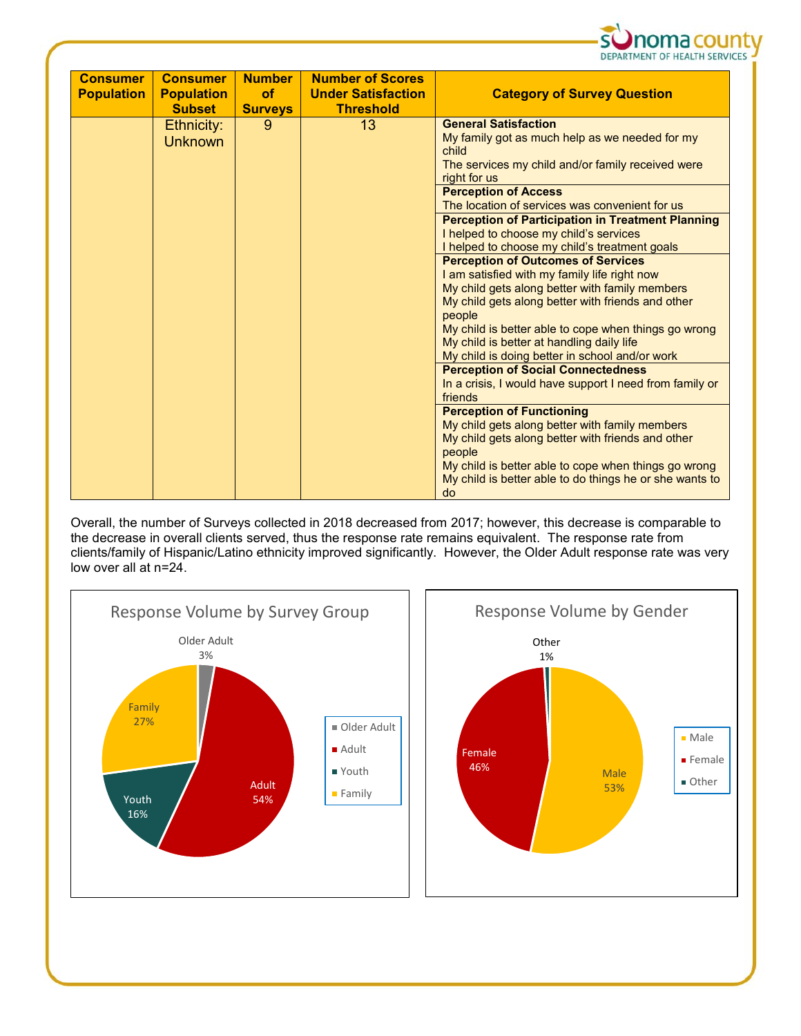| Consumer Population | Consumer Population Subset | Number of Surveys | Number of Scores Under Satisfaction Threshold | Category of Survey Question |
|---|---|---|---|---|
| | Ethnicity: Unknown | 9 | 13 | **General Satisfaction**<br>My family got as much help as we needed for my child<br>The services my child and/or family received were right for us |
| | | | | **Perception of Access**<br>The location of services was convenient for us |
| | | | | **Perception of Participation in Treatment Planning**<br>I helped to choose my child's services<br>I helped to choose my child's treatment goals |
| | | | | **Perception of Outcomes of Services**<br>I am satisfied with my family life right now<br>My child gets along better with family members<br>My child gets along better with friends and other people<br>My child is better able to cope when things go wrong<br>My child is better at handling daily life<br>My child is doing better in school and/or work |
| | | | | **Perception of Social Connectedness**<br>In a crisis, I would have support I need from family or friends |
| | | | | **Perception of Functioning**<br>My child gets along better with family members<br>My child gets along better with friends and other people<br>My child is better able to cope when things go wrong<br>My child is better able to do things he or she wants to do |

Overall, the number of Surveys collected in 2018 decreased from 2017; however, this decrease is comparable to the decrease in overall clients served, thus the response rate remains equivalent. The response rate from clients/family of Hispanic/Latino ethnicity improved significantly. However, the Older Adult response rate was very low over all at n=24.

**Response Volume by Survey Group**

| Survey Group | Percent |
|---|---|
| Older Adult | 3% |
| Adult | 54% |
| Youth | 16% |
| Family | 27% |

**Response Volume by Gender**

| Gender | Percent |
|---|---|
| Male | 53% |
| Female | 46% |
| Other | 1% |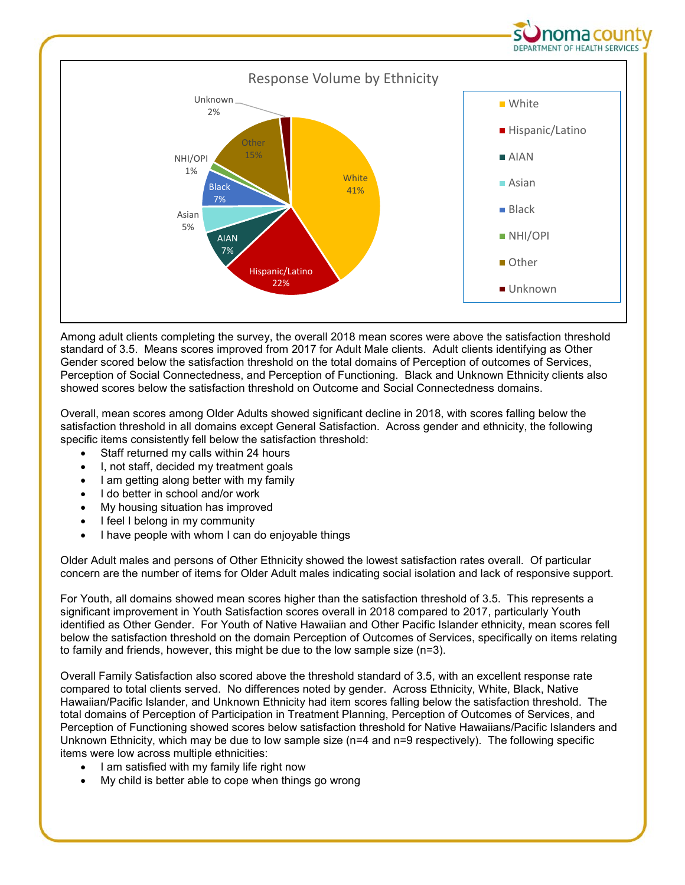Response Volume by Ethnicity

| Ethnicity | Percent |
|---|---|
| White | 41% |
| Hispanic/Latino | 22% |
| AIAN | 7% |
| Asian | 5% |
| Black | 7% |
| NHI/OPI | 1% |
| Other | 15% |
| Unknown | 2% |

Among adult clients completing the survey, the overall 2018 mean scores were above the satisfaction threshold standard of 3.5. Means scores improved from 2017 for Adult Male clients. Adult clients identifying as Other Gender scored below the satisfaction threshold on the total domains of Perception of outcomes of Services, Perception of Social Connectedness, and Perception of Functioning. Black and Unknown Ethnicity clients also showed scores below the satisfaction threshold on Outcome and Social Connectedness domains.

Overall, mean scores among Older Adults showed significant decline in 2018, with scores falling below the satisfaction threshold in all domains except General Satisfaction. Across gender and ethnicity, the following specific items consistently fell below the satisfaction threshold:

- Staff returned my calls within 24 hours
- I, not staff, decided my treatment goals
- I am getting along better with my family
- I do better in school and/or work
- My housing situation has improved
- I feel I belong in my community
- I have people with whom I can do enjoyable things

Older Adult males and persons of Other Ethnicity showed the lowest satisfaction rates overall. Of particular concern are the number of items for Older Adult males indicating social isolation and lack of responsive support.

For Youth, all domains showed mean scores higher than the satisfaction threshold of 3.5. This represents a significant improvement in Youth Satisfaction scores overall in 2018 compared to 2017, particularly Youth identified as Other Gender. For Youth of Native Hawaiian and Other Pacific Islander ethnicity, mean scores fell below the satisfaction threshold on the domain Perception of Outcomes of Services, specifically on items relating to family and friends, however, this might be due to the low sample size (n=3).

Overall Family Satisfaction also scored above the threshold standard of 3.5, with an excellent response rate compared to total clients served. No differences noted by gender. Across Ethnicity, White, Black, Native Hawaiian/Pacific Islander, and Unknown Ethnicity had item scores falling below the satisfaction threshold. The total domains of Perception of Participation in Treatment Planning, Perception of Outcomes of Services, and Perception of Functioning showed scores below satisfaction threshold for Native Hawaiians/Pacific Islanders and Unknown Ethnicity, which may be due to low sample size (n=4 and n=9 respectively). The following specific items were low across multiple ethnicities:

- I am satisfied with my family life right now
- My child is better able to cope when things go wrong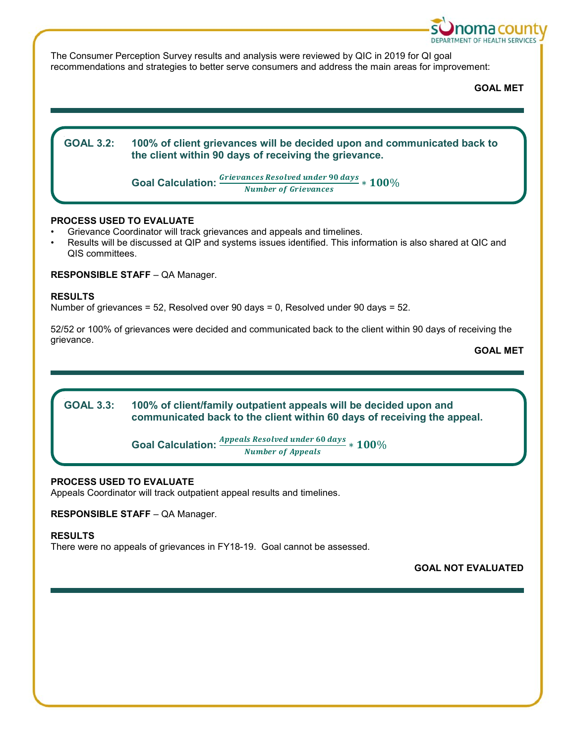The Consumer Perception Survey results and analysis were reviewed by QIC in 2019 for QI goal recommendations and strategies to better serve consumers and address the main areas for improvement:

**GOAL MET**

---

## GOAL 3.2: 100% of client grievances will be decided upon and communicated back to the client within 90 days of receiving the grievance.

**Goal Calculation:** $\frac{\textit{Grievances Resolved under 90 days}}{\textit{Number of Grievances}} * \mathbf{100\%}$

**PROCESS USED TO EVALUATE**

- Grievance Coordinator will track grievances and appeals and timelines.
- Results will be discussed at QIP and systems issues identified. This information is also shared at QIC and QIS committees.

**RESPONSIBLE STAFF** – QA Manager.

**RESULTS**

Number of grievances = 52, Resolved over 90 days = 0, Resolved under 90 days = 52.

52/52 or 100% of grievances were decided and communicated back to the client within 90 days of receiving the grievance.

**GOAL MET**

---

## GOAL 3.3: 100% of client/family outpatient appeals will be decided upon and communicated back to the client within 60 days of receiving the appeal.

**Goal Calculation:** $\frac{\textit{Appeals Resolved under 60 days}}{\textit{Number of Appeals}} * \mathbf{100\%}$

**PROCESS USED TO EVALUATE**

Appeals Coordinator will track outpatient appeal results and timelines.

**RESPONSIBLE STAFF** – QA Manager.

**RESULTS**

There were no appeals of grievances in FY18-19. Goal cannot be assessed.

**GOAL NOT EVALUATED**

---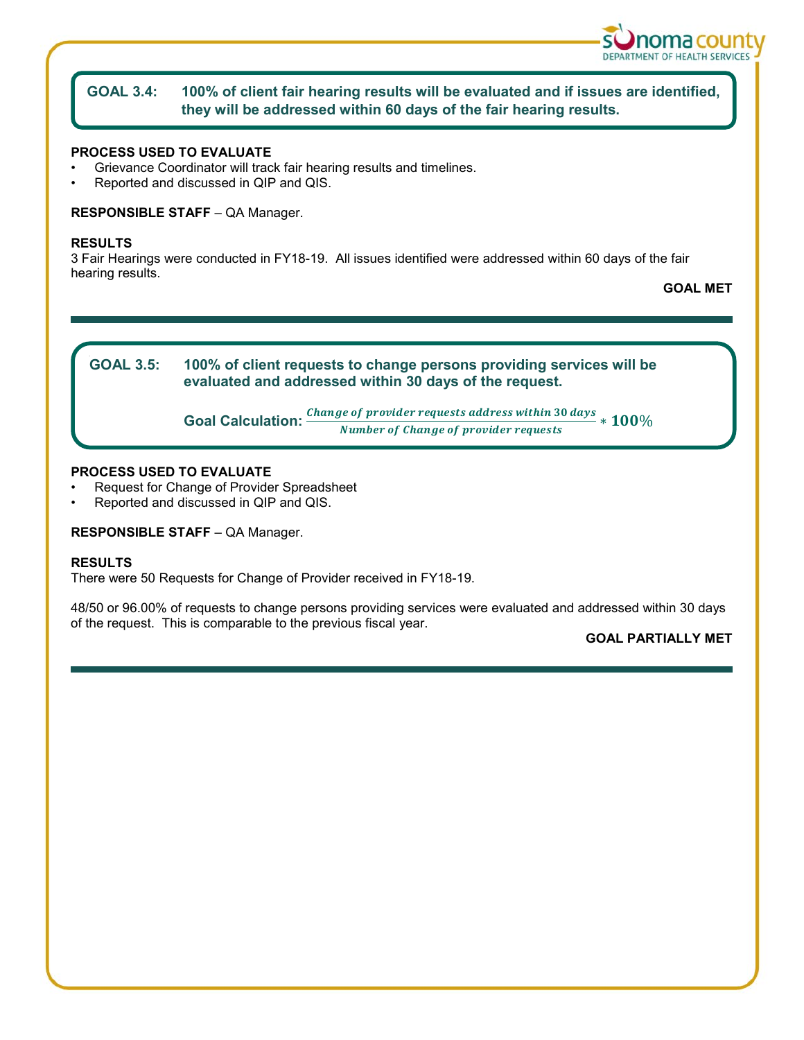## GOAL 3.4: 100% of client fair hearing results will be evaluated and if issues are identified, they will be addressed within 60 days of the fair hearing results.

**PROCESS USED TO EVALUATE**

- Grievance Coordinator will track fair hearing results and timelines.
- Reported and discussed in QIP and QIS.

**RESPONSIBLE STAFF** – QA Manager.

**RESULTS**

3 Fair Hearings were conducted in FY18-19. All issues identified were addressed within 60 days of the fair hearing results.

**GOAL MET**

---

## GOAL 3.5: 100% of client requests to change persons providing services will be evaluated and addressed within 30 days of the request.

**Goal Calculation:** $\frac{\textit{Change of provider requests address within 30 days}}{\textit{Number of Change of provider requests}} * \mathbf{100\%}$

**PROCESS USED TO EVALUATE**

- Request for Change of Provider Spreadsheet
- Reported and discussed in QIP and QIS.

**RESPONSIBLE STAFF** – QA Manager.

**RESULTS**

There were 50 Requests for Change of Provider received in FY18-19.

48/50 or 96.00% of requests to change persons providing services were evaluated and addressed within 30 days of the request. This is comparable to the previous fiscal year.

**GOAL PARTIALLY MET**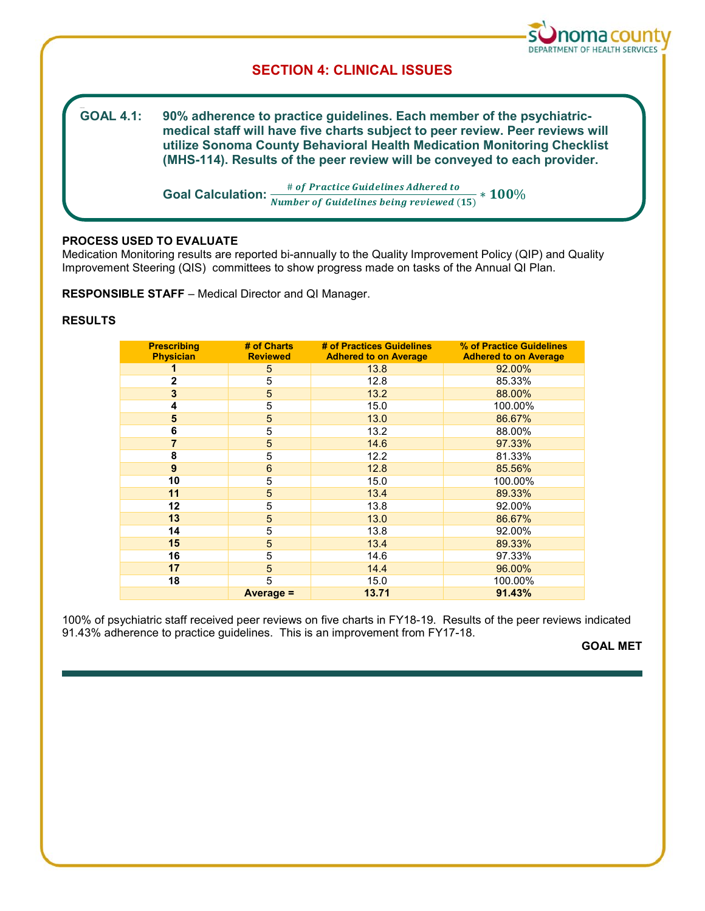# SECTION 4: CLINICAL ISSUES

**GOAL 4.1: 90% adherence to practice guidelines. Each member of the psychiatric-medical staff will have five charts subject to peer review. Peer reviews will utilize Sonoma County Behavioral Health Medication Monitoring Checklist (MHS-114). Results of the peer review will be conveyed to each provider.**

**Goal Calculation:** $\frac{\#\ of\ Practice\ Guidelines\ Adhered\ to}{Number\ of\ Guidelines\ being\ reviewed\ (15)} * 100\%$

**PROCESS USED TO EVALUATE**

Medication Monitoring results are reported bi-annually to the Quality Improvement Policy (QIP) and Quality Improvement Steering (QIS) committees to show progress made on tasks of the Annual QI Plan.

**RESPONSIBLE STAFF** – Medical Director and QI Manager.

**RESULTS**

| Prescribing Physician | # of Charts Reviewed | # of Practices Guidelines Adhered to on Average | % of Practice Guidelines Adhered to on Average |
|---|---|---|---|
| 1 | 5 | 13.8 | 92.00% |
| 2 | 5 | 12.8 | 85.33% |
| 3 | 5 | 13.2 | 88.00% |
| 4 | 5 | 15.0 | 100.00% |
| 5 | 5 | 13.0 | 86.67% |
| 6 | 5 | 13.2 | 88.00% |
| 7 | 5 | 14.6 | 97.33% |
| 8 | 5 | 12.2 | 81.33% |
| 9 | 6 | 12.8 | 85.56% |
| 10 | 5 | 15.0 | 100.00% |
| 11 | 5 | 13.4 | 89.33% |
| 12 | 5 | 13.8 | 92.00% |
| 13 | 5 | 13.0 | 86.67% |
| 14 | 5 | 13.8 | 92.00% |
| 15 | 5 | 13.4 | 89.33% |
| 16 | 5 | 14.6 | 97.33% |
| 17 | 5 | 14.4 | 96.00% |
| 18 | 5 | 15.0 | 100.00% |
| | **Average =** | **13.71** | **91.43%** |

100% of psychiatric staff received peer reviews on five charts in FY18-19. Results of the peer reviews indicated 91.43% adherence to practice guidelines. This is an improvement from FY17-18.

**GOAL MET**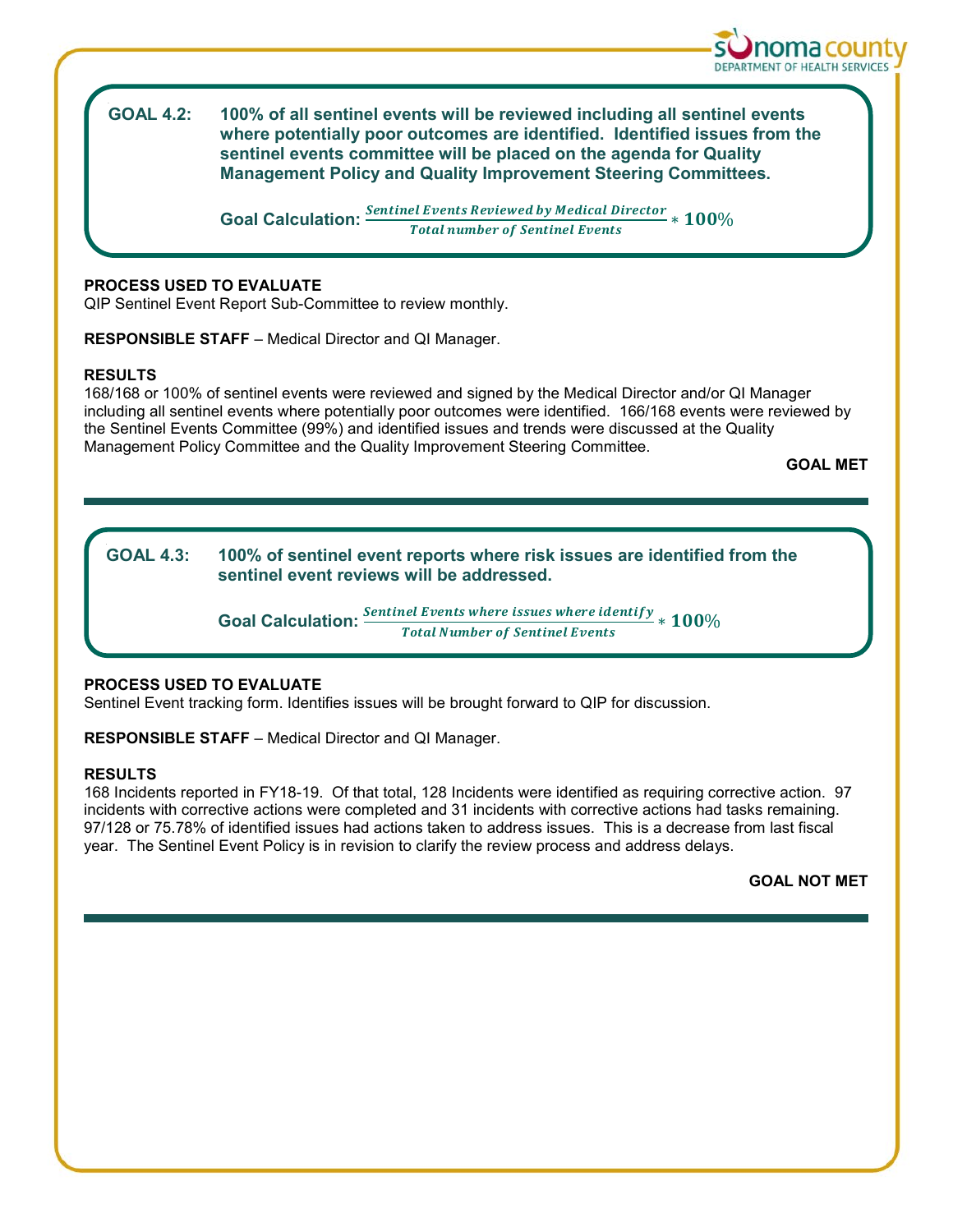**GOAL 4.2:** **100% of all sentinel events will be reviewed including all sentinel events where potentially poor outcomes are identified. Identified issues from the sentinel events committee will be placed on the agenda for Quality Management Policy and Quality Improvement Steering Committees.**

**Goal Calculation:** $\frac{\textit{Sentinel Events Reviewed by Medical Director}}{\textit{Total number of Sentinel Events}} * 100\%$

**PROCESS USED TO EVALUATE**
QIP Sentinel Event Report Sub-Committee to review monthly.

**RESPONSIBLE STAFF** – Medical Director and QI Manager.

**RESULTS**
168/168 or 100% of sentinel events were reviewed and signed by the Medical Director and/or QI Manager including all sentinel events where potentially poor outcomes were identified. 166/168 events were reviewed by the Sentinel Events Committee (99%) and identified issues and trends were discussed at the Quality Management Policy Committee and the Quality Improvement Steering Committee.

**GOAL MET**

---

**GOAL 4.3:** **100% of sentinel event reports where risk issues are identified from the sentinel event reviews will be addressed.**

**Goal Calculation:** $\frac{\textit{Sentinel Events where issues where identify}}{\textit{Total Number of Sentinel Events}} * 100\%$

**PROCESS USED TO EVALUATE**
Sentinel Event tracking form. Identifies issues will be brought forward to QIP for discussion.

**RESPONSIBLE STAFF** – Medical Director and QI Manager.

**RESULTS**
168 Incidents reported in FY18-19. Of that total, 128 Incidents were identified as requiring corrective action. 97 incidents with corrective actions were completed and 31 incidents with corrective actions had tasks remaining. 97/128 or 75.78% of identified issues had actions taken to address issues. This is a decrease from last fiscal year. The Sentinel Event Policy is in revision to clarify the review process and address delays.

**GOAL NOT MET**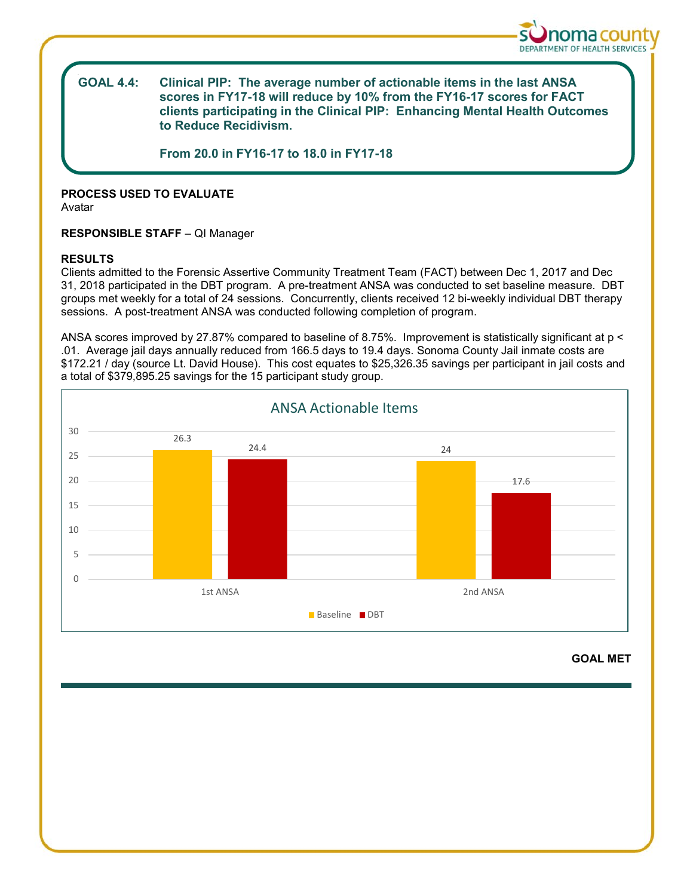**GOAL 4.4:** **Clinical PIP: The average number of actionable items in the last ANSA scores in FY17-18 will reduce by 10% from the FY16-17 scores for FACT clients participating in the Clinical PIP: Enhancing Mental Health Outcomes to Reduce Recidivism.**

**From 20.0 in FY16-17 to 18.0 in FY17-18**

**PROCESS USED TO EVALUATE**
Avatar

**RESPONSIBLE STAFF** – QI Manager

**RESULTS**
Clients admitted to the Forensic Assertive Community Treatment Team (FACT) between Dec 1, 2017 and Dec 31, 2018 participated in the DBT program. A pre-treatment ANSA was conducted to set baseline measure. DBT groups met weekly for a total of 24 sessions. Concurrently, clients received 12 bi-weekly individual DBT therapy sessions. A post-treatment ANSA was conducted following completion of program.

ANSA scores improved by 27.87% compared to baseline of 8.75%. Improvement is statistically significant at $p < .01$. Average jail days annually reduced from 166.5 days to 19.4 days. Sonoma County Jail inmate costs are $172.21 / day (source Lt. David House). This cost equates to $25,326.35 savings per participant in jail costs and a total of $379,895.25 savings for the 15 participant study group.

**ANSA Actionable Items**

| | Baseline | DBT |
|---|---|---|
| 1st ANSA | 26.3 | 24.4 |
| 2nd ANSA | 24 | 17.6 |

**GOAL MET**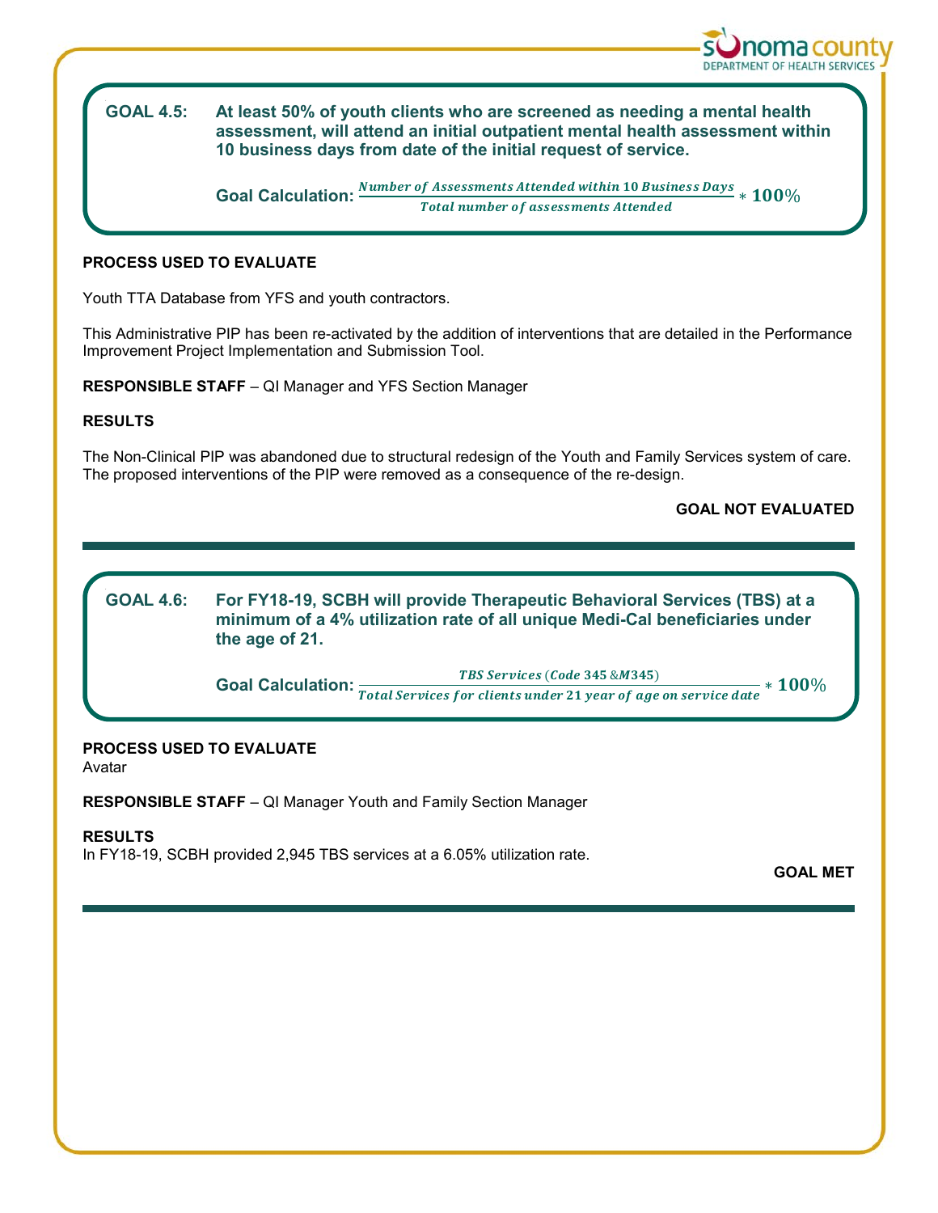**GOAL 4.5:** **At least 50% of youth clients who are screened as needing a mental health assessment, will attend an initial outpatient mental health assessment within 10 business days from date of the initial request of service.**

**Goal Calculation:** $\frac{\textit{Number of Assessments Attended within 10 Business Days}}{\textit{Total number of assessments Attended}} * 100\%$

**PROCESS USED TO EVALUATE**

Youth TTA Database from YFS and youth contractors.

This Administrative PIP has been re-activated by the addition of interventions that are detailed in the Performance Improvement Project Implementation and Submission Tool.

**RESPONSIBLE STAFF** – QI Manager and YFS Section Manager

**RESULTS**

The Non-Clinical PIP was abandoned due to structural redesign of the Youth and Family Services system of care. The proposed interventions of the PIP were removed as a consequence of the re-design.

**GOAL NOT EVALUATED**

---

**GOAL 4.6:** **For FY18-19, SCBH will provide Therapeutic Behavioral Services (TBS) at a minimum of a 4% utilization rate of all unique Medi-Cal beneficiaries under the age of 21.**

**Goal Calculation:** $\frac{\textit{TBS Services (Code 345 \& M345)}}{\textit{Total Services for clients under 21 year of age on service date}} * 100\%$

**PROCESS USED TO EVALUATE**
Avatar

**RESPONSIBLE STAFF** – QI Manager Youth and Family Section Manager

**RESULTS**
In FY18-19, SCBH provided 2,945 TBS services at a 6.05% utilization rate.

**GOAL MET**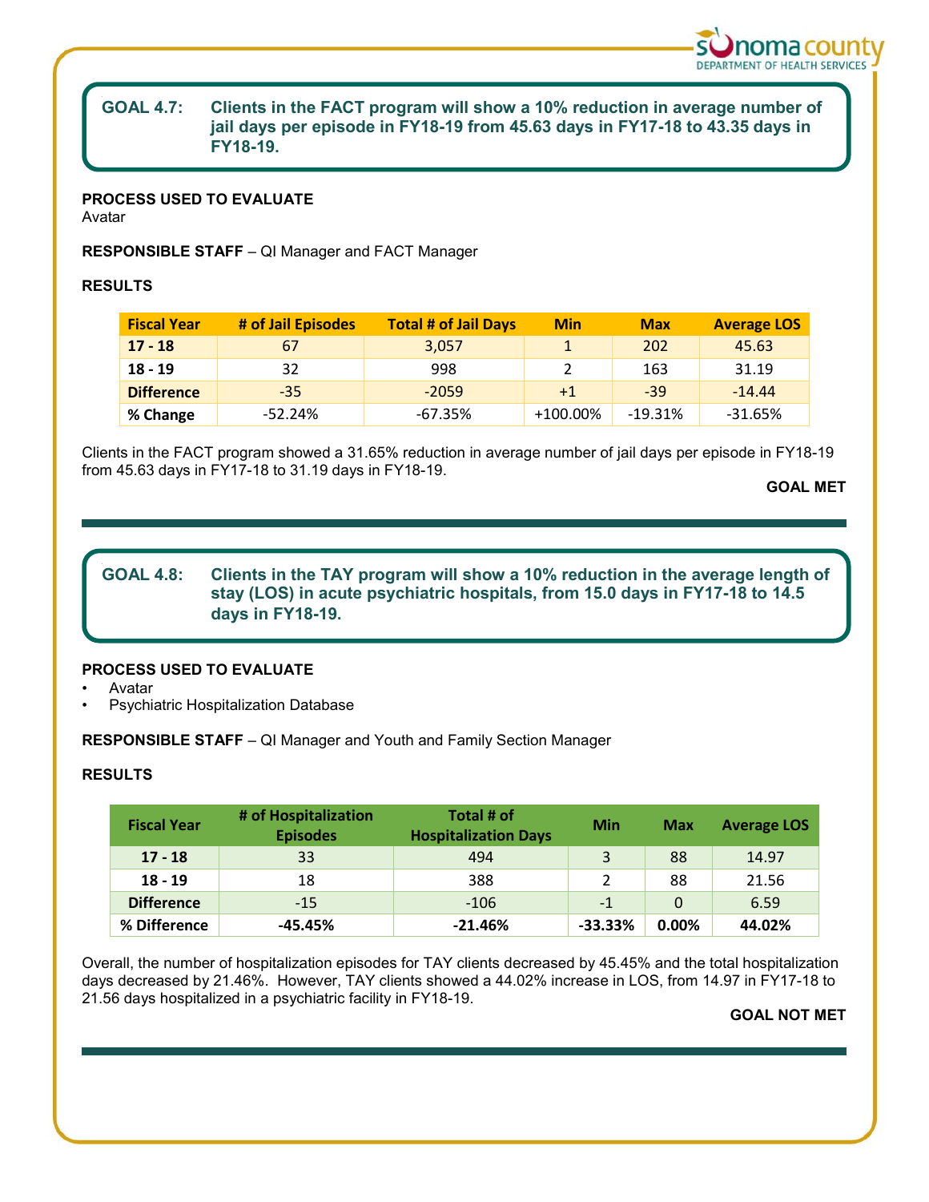## GOAL 4.7: Clients in the FACT program will show a 10% reduction in average number of jail days per episode in FY18-19 from 45.63 days in FY17-18 to 43.35 days in FY18-19.

**PROCESS USED TO EVALUATE**
Avatar

**RESPONSIBLE STAFF** – QI Manager and FACT Manager

**RESULTS**

| Fiscal Year | # of Jail Episodes | Total # of Jail Days | Min | Max | Average LOS |
|---|---|---|---|---|---|
| 17 - 18 | 67 | 3,057 | 1 | 202 | 45.63 |
| 18 - 19 | 32 | 998 | 2 | 163 | 31.19 |
| Difference | -35 | -2059 | +1 | -39 | -14.44 |
| % Change | -52.24% | -67.35% | +100.00% | -19.31% | -31.65% |

Clients in the FACT program showed a 31.65% reduction in average number of jail days per episode in FY18-19 from 45.63 days in FY17-18 to 31.19 days in FY18-19.

**GOAL MET**

---

## GOAL 4.8: Clients in the TAY program will show a 10% reduction in the average length of stay (LOS) in acute psychiatric hospitals, from 15.0 days in FY17-18 to 14.5 days in FY18-19.

**PROCESS USED TO EVALUATE**
- Avatar
- Psychiatric Hospitalization Database

**RESPONSIBLE STAFF** – QI Manager and Youth and Family Section Manager

**RESULTS**

| Fiscal Year | # of Hospitalization Episodes | Total # of Hospitalization Days | Min | Max | Average LOS |
|---|---|---|---|---|---|
| 17 - 18 | 33 | 494 | 3 | 88 | 14.97 |
| 18 - 19 | 18 | 388 | 2 | 88 | 21.56 |
| Difference | -15 | -106 | -1 | 0 | 6.59 |
| % Difference | **-45.45%** | **-21.46%** | **-33.33%** | **0.00%** | **44.02%** |

Overall, the number of hospitalization episodes for TAY clients decreased by 45.45% and the total hospitalization days decreased by 21.46%. However, TAY clients showed a 44.02% increase in LOS, from 14.97 in FY17-18 to 21.56 days hospitalized in a psychiatric facility in FY18-19.

**GOAL NOT MET**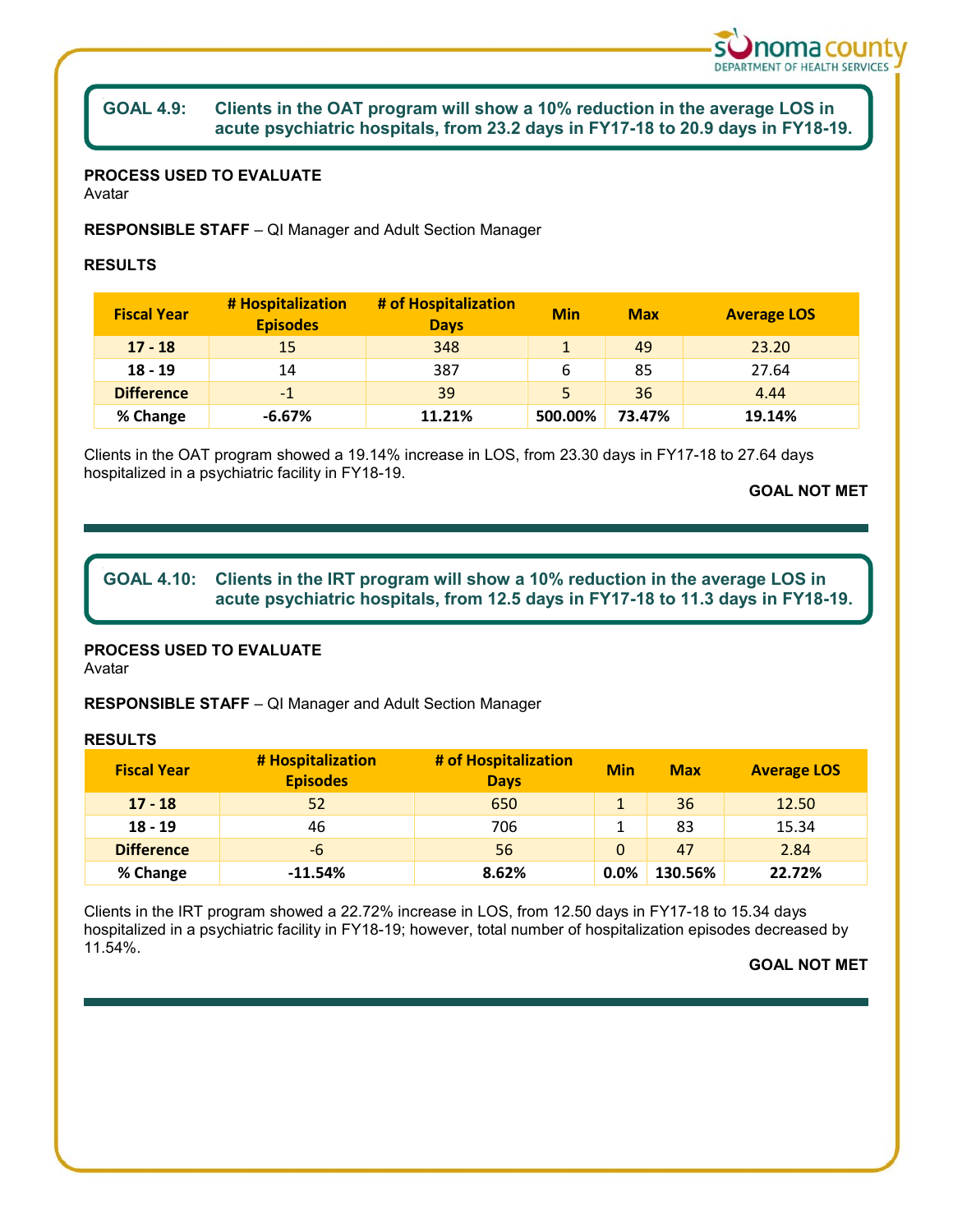## GOAL 4.9: Clients in the OAT program will show a 10% reduction in the average LOS in acute psychiatric hospitals, from 23.2 days in FY17-18 to 20.9 days in FY18-19.

**PROCESS USED TO EVALUATE**
Avatar

**RESPONSIBLE STAFF** – QI Manager and Adult Section Manager

**RESULTS**

| Fiscal Year | # Hospitalization Episodes | # of Hospitalization Days | Min | Max | Average LOS |
|---|---|---|---|---|---|
| **17 - 18** | 15 | 348 | 1 | 49 | 23.20 |
| **18 - 19** | 14 | 387 | 6 | 85 | 27.64 |
| **Difference** | -1 | 39 | 5 | 36 | 4.44 |
| **% Change** | **-6.67%** | **11.21%** | **500.00%** | **73.47%** | **19.14%** |

Clients in the OAT program showed a 19.14% increase in LOS, from 23.30 days in FY17-18 to 27.64 days hospitalized in a psychiatric facility in FY18-19.

**GOAL NOT MET**

## GOAL 4.10: Clients in the IRT program will show a 10% reduction in the average LOS in acute psychiatric hospitals, from 12.5 days in FY17-18 to 11.3 days in FY18-19.

**PROCESS USED TO EVALUATE**
Avatar

**RESPONSIBLE STAFF** – QI Manager and Adult Section Manager

**RESULTS**

| Fiscal Year | # Hospitalization Episodes | # of Hospitalization Days | Min | Max | Average LOS |
|---|---|---|---|---|---|
| **17 - 18** | 52 | 650 | 1 | 36 | 12.50 |
| **18 - 19** | 46 | 706 | 1 | 83 | 15.34 |
| **Difference** | -6 | 56 | 0 | 47 | 2.84 |
| **% Change** | **-11.54%** | **8.62%** | **0.0%** | **130.56%** | **22.72%** |

Clients in the IRT program showed a 22.72% increase in LOS, from 12.50 days in FY17-18 to 15.34 days hospitalized in a psychiatric facility in FY18-19; however, total number of hospitalization episodes decreased by 11.54%.

**GOAL NOT MET**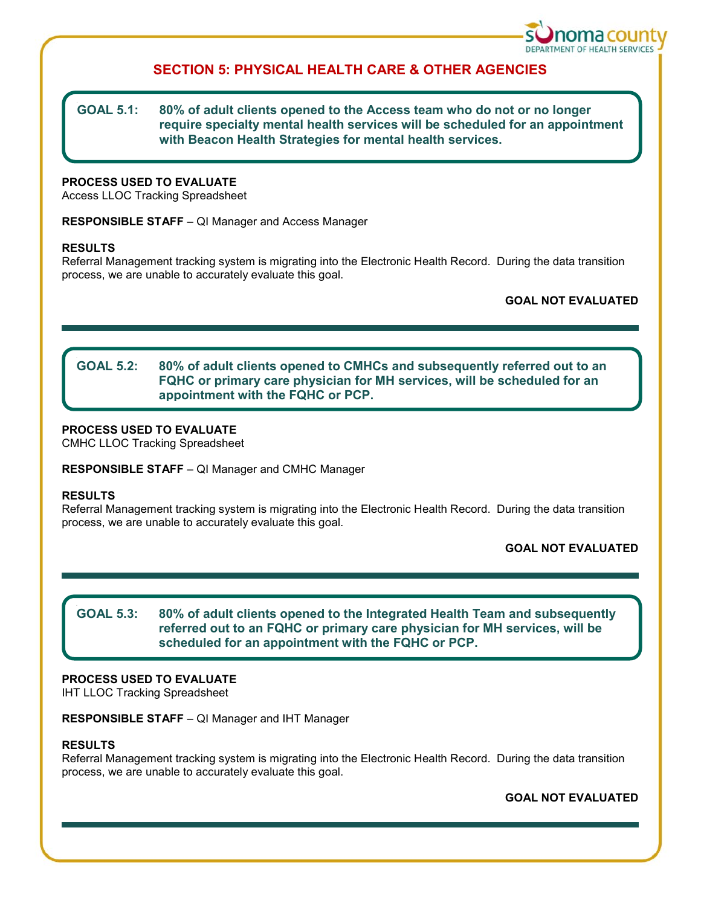## SECTION 5: PHYSICAL HEALTH CARE & OTHER AGENCIES

**GOAL 5.1: 80% of adult clients opened to the Access team who do not or no longer require specialty mental health services will be scheduled for an appointment with Beacon Health Strategies for mental health services.**

**PROCESS USED TO EVALUATE**
Access LLOC Tracking Spreadsheet

**RESPONSIBLE STAFF** – QI Manager and Access Manager

**RESULTS**
Referral Management tracking system is migrating into the Electronic Health Record. During the data transition process, we are unable to accurately evaluate this goal.

**GOAL NOT EVALUATED**

---

**GOAL 5.2: 80% of adult clients opened to CMHCs and subsequently referred out to an FQHC or primary care physician for MH services, will be scheduled for an appointment with the FQHC or PCP.**

**PROCESS USED TO EVALUATE**
CMHC LLOC Tracking Spreadsheet

**RESPONSIBLE STAFF** – QI Manager and CMHC Manager

**RESULTS**
Referral Management tracking system is migrating into the Electronic Health Record. During the data transition process, we are unable to accurately evaluate this goal.

**GOAL NOT EVALUATED**

---

**GOAL 5.3: 80% of adult clients opened to the Integrated Health Team and subsequently referred out to an FQHC or primary care physician for MH services, will be scheduled for an appointment with the FQHC or PCP.**

**PROCESS USED TO EVALUATE**
IHT LLOC Tracking Spreadsheet

**RESPONSIBLE STAFF** – QI Manager and IHT Manager

**RESULTS**
Referral Management tracking system is migrating into the Electronic Health Record. During the data transition process, we are unable to accurately evaluate this goal.

**GOAL NOT EVALUATED**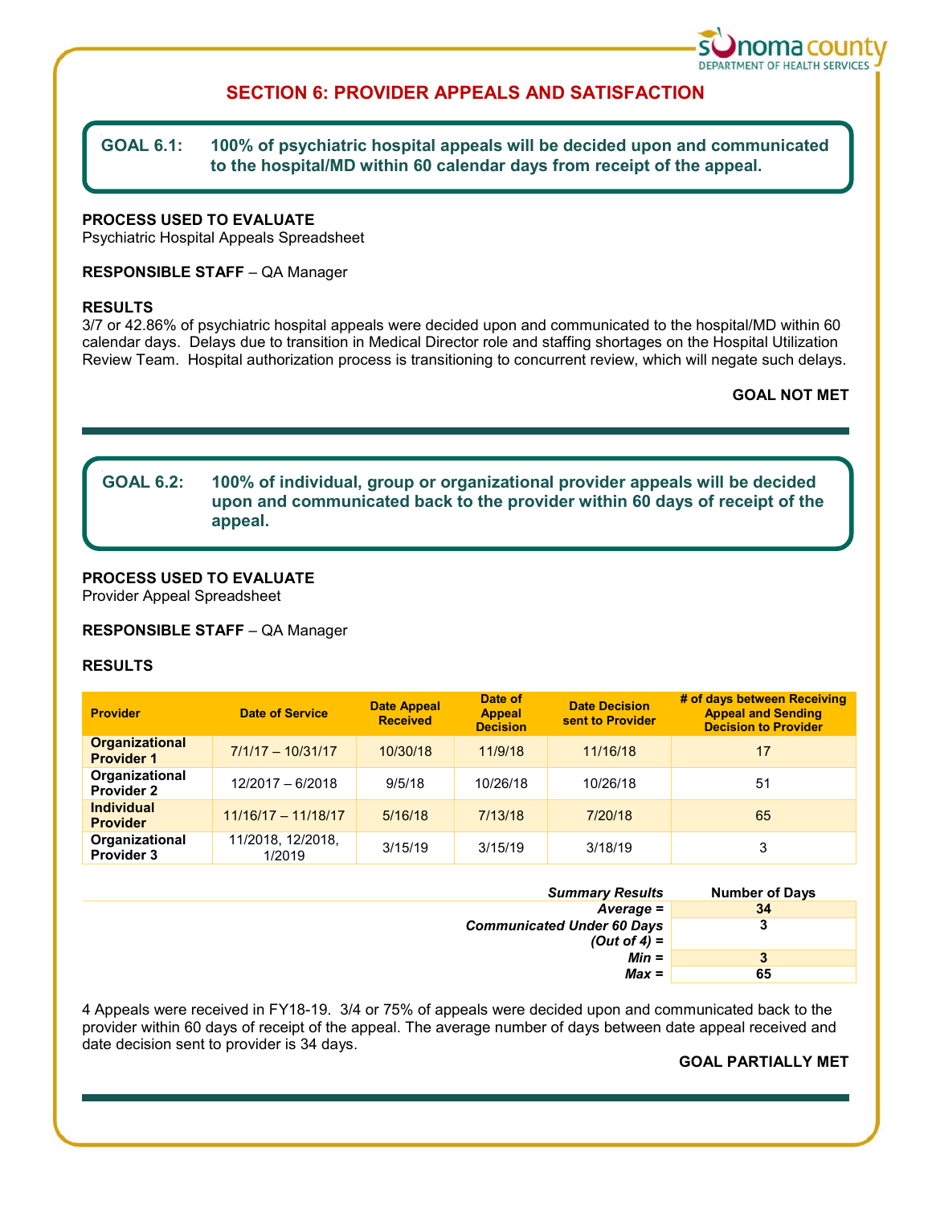## SECTION 6: PROVIDER APPEALS AND SATISFACTION

**GOAL 6.1: 100% of psychiatric hospital appeals will be decided upon and communicated to the hospital/MD within 60 calendar days from receipt of the appeal.**

**PROCESS USED TO EVALUATE**
Psychiatric Hospital Appeals Spreadsheet

**RESPONSIBLE STAFF** – QA Manager

**RESULTS**
3/7 or 42.86% of psychiatric hospital appeals were decided upon and communicated to the hospital/MD within 60 calendar days. Delays due to transition in Medical Director role and staffing shortages on the Hospital Utilization Review Team. Hospital authorization process is transitioning to concurrent review, which will negate such delays.

**GOAL NOT MET**

---

**GOAL 6.2: 100% of individual, group or organizational provider appeals will be decided upon and communicated back to the provider within 60 days of receipt of the appeal.**

**PROCESS USED TO EVALUATE**
Provider Appeal Spreadsheet

**RESPONSIBLE STAFF** – QA Manager

**RESULTS**

| Provider | Date of Service | Date Appeal Received | Date of Appeal Decision | Date Decision sent to Provider | # of days between Receiving Appeal and Sending Decision to Provider |
|---|---|---|---|---|---|
| **Organizational Provider 1** | 7/1/17 – 10/31/17 | 10/30/18 | 11/9/18 | 11/16/18 | 17 |
| **Organizational Provider 2** | 12/2017 – 6/2018 | 9/5/18 | 10/26/18 | 10/26/18 | 51 |
| **Individual Provider** | 11/16/17 – 11/18/17 | 5/16/18 | 7/13/18 | 7/20/18 | 65 |
| **Organizational Provider 3** | 11/2018, 12/2018, 1/2019 | 3/15/19 | 3/15/19 | 3/18/19 | 3 |

| *Summary Results* | Number of Days |
|---|---|
| ***Average =*** | **34** |
| ***Communicated Under 60 Days (Out of 4) =*** | **3** |
| ***Min =*** | **3** |
| ***Max =*** | **65** |

4 Appeals were received in FY18-19. 3/4 or 75% of appeals were decided upon and communicated back to the provider within 60 days of receipt of the appeal. The average number of days between date appeal received and date decision sent to provider is 34 days.

**GOAL PARTIALLY MET**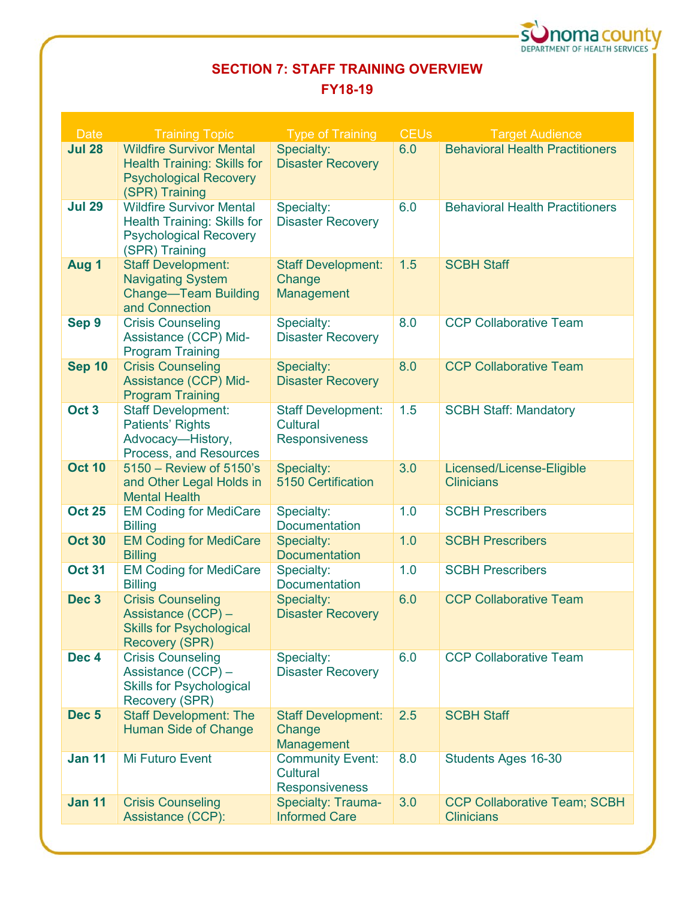## SECTION 7: STAFF TRAINING OVERVIEW

### FY18-19

| Date | Training Topic | Type of Training | CEUs | Target Audience |
|---|---|---|---|---|
| **Jul 28** | Wildfire Survivor Mental Health Training: Skills for Psychological Recovery (SPR) Training | Specialty: Disaster Recovery | 6.0 | Behavioral Health Practitioners |
| **Jul 29** | Wildfire Survivor Mental Health Training: Skills for Psychological Recovery (SPR) Training | Specialty: Disaster Recovery | 6.0 | Behavioral Health Practitioners |
| **Aug 1** | Staff Development: Navigating System Change—Team Building and Connection | Staff Development: Change Management | 1.5 | SCBH Staff |
| **Sep 9** | Crisis Counseling Assistance (CCP) Mid-Program Training | Specialty: Disaster Recovery | 8.0 | CCP Collaborative Team |
| **Sep 10** | Crisis Counseling Assistance (CCP) Mid-Program Training | Specialty: Disaster Recovery | 8.0 | CCP Collaborative Team |
| **Oct 3** | Staff Development: Patients' Rights Advocacy—History, Process, and Resources | Staff Development: Cultural Responsiveness | 1.5 | SCBH Staff: Mandatory |
| **Oct 10** | 5150 – Review of 5150's and Other Legal Holds in Mental Health | Specialty: 5150 Certification | 3.0 | Licensed/License-Eligible Clinicians |
| **Oct 25** | EM Coding for MediCare Billing | Specialty: Documentation | 1.0 | SCBH Prescribers |
| **Oct 30** | EM Coding for MediCare Billing | Specialty: Documentation | 1.0 | SCBH Prescribers |
| **Oct 31** | EM Coding for MediCare Billing | Specialty: Documentation | 1.0 | SCBH Prescribers |
| **Dec 3** | Crisis Counseling Assistance (CCP) – Skills for Psychological Recovery (SPR) | Specialty: Disaster Recovery | 6.0 | CCP Collaborative Team |
| **Dec 4** | Crisis Counseling Assistance (CCP) – Skills for Psychological Recovery (SPR) | Specialty: Disaster Recovery | 6.0 | CCP Collaborative Team |
| **Dec 5** | Staff Development: The Human Side of Change | Staff Development: Change Management | 2.5 | SCBH Staff |
| **Jan 11** | Mi Futuro Event | Community Event: Cultural Responsiveness | 8.0 | Students Ages 16-30 |
| **Jan 11** | Crisis Counseling Assistance (CCP): | Specialty: Trauma-Informed Care | 3.0 | CCP Collaborative Team; SCBH Clinicians |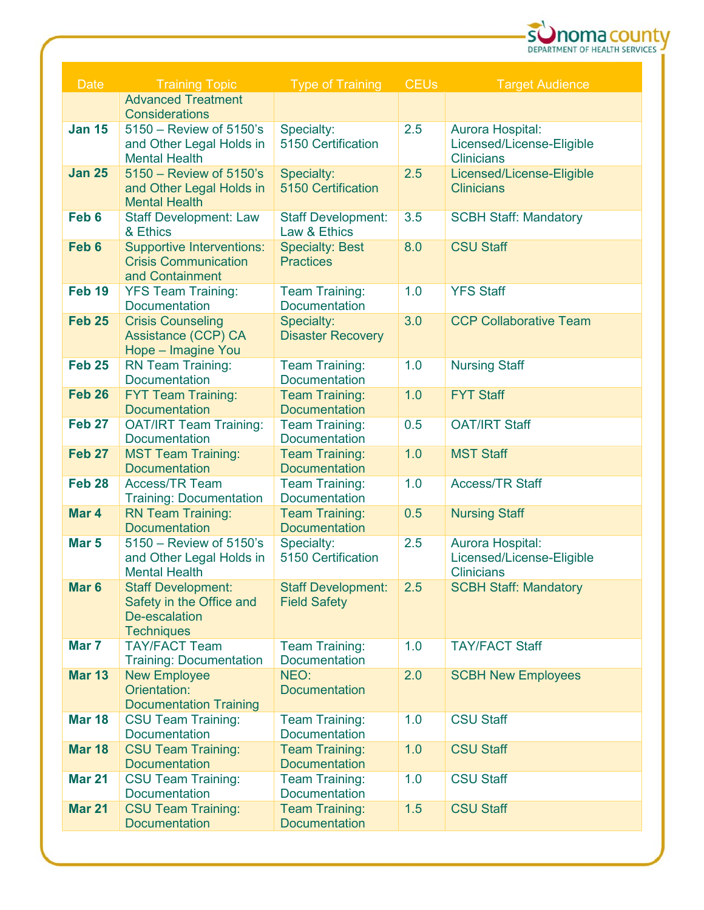| Date | Training Topic | Type of Training | CEUs | Target Audience |
|---|---|---|---|---|
| | Advanced Treatment Considerations | | | |
| **Jan 15** | 5150 – Review of 5150's and Other Legal Holds in Mental Health | Specialty: 5150 Certification | 2.5 | Aurora Hospital: Licensed/License-Eligible Clinicians |
| **Jan 25** | 5150 – Review of 5150's and Other Legal Holds in Mental Health | Specialty: 5150 Certification | 2.5 | Licensed/License-Eligible Clinicians |
| **Feb 6** | Staff Development: Law & Ethics | Staff Development: Law & Ethics | 3.5 | SCBH Staff: Mandatory |
| **Feb 6** | Supportive Interventions: Crisis Communication and Containment | Specialty: Best Practices | 8.0 | CSU Staff |
| **Feb 19** | YFS Team Training: Documentation | Team Training: Documentation | 1.0 | YFS Staff |
| **Feb 25** | Crisis Counseling Assistance (CCP) CA Hope – Imagine You | Specialty: Disaster Recovery | 3.0 | CCP Collaborative Team |
| **Feb 25** | RN Team Training: Documentation | Team Training: Documentation | 1.0 | Nursing Staff |
| **Feb 26** | FYT Team Training: Documentation | Team Training: Documentation | 1.0 | FYT Staff |
| **Feb 27** | OAT/IRT Team Training: Documentation | Team Training: Documentation | 0.5 | OAT/IRT Staff |
| **Feb 27** | MST Team Training: Documentation | Team Training: Documentation | 1.0 | MST Staff |
| **Feb 28** | Access/TR Team Training: Documentation | Team Training: Documentation | 1.0 | Access/TR Staff |
| **Mar 4** | RN Team Training: Documentation | Team Training: Documentation | 0.5 | Nursing Staff |
| **Mar 5** | 5150 – Review of 5150's and Other Legal Holds in Mental Health | Specialty: 5150 Certification | 2.5 | Aurora Hospital: Licensed/License-Eligible Clinicians |
| **Mar 6** | Staff Development: Safety in the Office and De-escalation Techniques | Staff Development: Field Safety | 2.5 | SCBH Staff: Mandatory |
| **Mar 7** | TAY/FACT Team Training: Documentation | Team Training: Documentation | 1.0 | TAY/FACT Staff |
| **Mar 13** | New Employee Orientation: Documentation Training | NEO: Documentation | 2.0 | SCBH New Employees |
| **Mar 18** | CSU Team Training: Documentation | Team Training: Documentation | 1.0 | CSU Staff |
| **Mar 18** | CSU Team Training: Documentation | Team Training: Documentation | 1.0 | CSU Staff |
| **Mar 21** | CSU Team Training: Documentation | Team Training: Documentation | 1.0 | CSU Staff |
| **Mar 21** | CSU Team Training: Documentation | Team Training: Documentation | 1.5 | CSU Staff |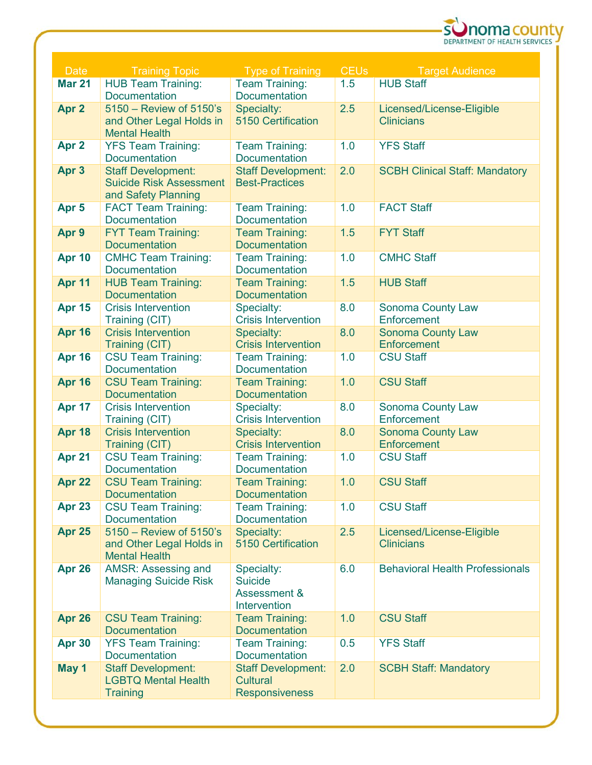| Date | Training Topic | Type of Training | CEUs | Target Audience |
|---|---|---|---|---|
| **Mar 21** | HUB Team Training: Documentation | Team Training: Documentation | 1.5 | HUB Staff |
| **Apr 2** | 5150 – Review of 5150's and Other Legal Holds in Mental Health | Specialty: 5150 Certification | 2.5 | Licensed/License-Eligible Clinicians |
| **Apr 2** | YFS Team Training: Documentation | Team Training: Documentation | 1.0 | YFS Staff |
| **Apr 3** | Staff Development: Suicide Risk Assessment and Safety Planning | Staff Development: Best-Practices | 2.0 | SCBH Clinical Staff: Mandatory |
| **Apr 5** | FACT Team Training: Documentation | Team Training: Documentation | 1.0 | FACT Staff |
| **Apr 9** | FYT Team Training: Documentation | Team Training: Documentation | 1.5 | FYT Staff |
| **Apr 10** | CMHC Team Training: Documentation | Team Training: Documentation | 1.0 | CMHC Staff |
| **Apr 11** | HUB Team Training: Documentation | Team Training: Documentation | 1.5 | HUB Staff |
| **Apr 15** | Crisis Intervention Training (CIT) | Specialty: Crisis Intervention | 8.0 | Sonoma County Law Enforcement |
| **Apr 16** | Crisis Intervention Training (CIT) | Specialty: Crisis Intervention | 8.0 | Sonoma County Law Enforcement |
| **Apr 16** | CSU Team Training: Documentation | Team Training: Documentation | 1.0 | CSU Staff |
| **Apr 16** | CSU Team Training: Documentation | Team Training: Documentation | 1.0 | CSU Staff |
| **Apr 17** | Crisis Intervention Training (CIT) | Specialty: Crisis Intervention | 8.0 | Sonoma County Law Enforcement |
| **Apr 18** | Crisis Intervention Training (CIT) | Specialty: Crisis Intervention | 8.0 | Sonoma County Law Enforcement |
| **Apr 21** | CSU Team Training: Documentation | Team Training: Documentation | 1.0 | CSU Staff |
| **Apr 22** | CSU Team Training: Documentation | Team Training: Documentation | 1.0 | CSU Staff |
| **Apr 23** | CSU Team Training: Documentation | Team Training: Documentation | 1.0 | CSU Staff |
| **Apr 25** | 5150 – Review of 5150's and Other Legal Holds in Mental Health | Specialty: 5150 Certification | 2.5 | Licensed/License-Eligible Clinicians |
| **Apr 26** | AMSR: Assessing and Managing Suicide Risk | Specialty: Suicide Assessment & Intervention | 6.0 | Behavioral Health Professionals |
| **Apr 26** | CSU Team Training: Documentation | Team Training: Documentation | 1.0 | CSU Staff |
| **Apr 30** | YFS Team Training: Documentation | Team Training: Documentation | 0.5 | YFS Staff |
| **May 1** | Staff Development: LGBTQ Mental Health Training | Staff Development: Cultural Responsiveness | 2.0 | SCBH Staff: Mandatory |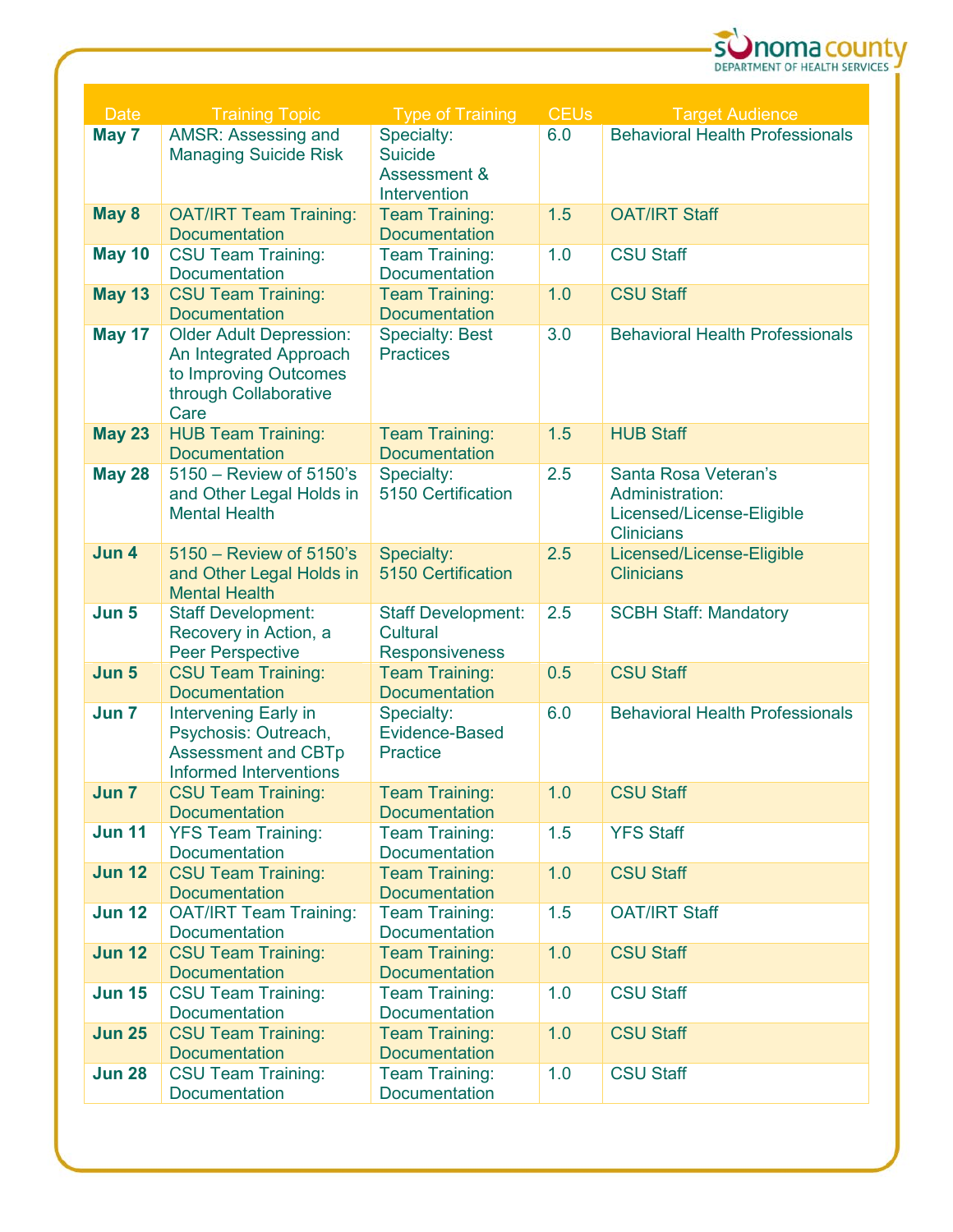| Date | Training Topic | Type of Training | CEUs | Target Audience |
|---|---|---|---|---|
| **May 7** | AMSR: Assessing and Managing Suicide Risk | Specialty: Suicide Assessment & Intervention | 6.0 | Behavioral Health Professionals |
| **May 8** | OAT/IRT Team Training: Documentation | Team Training: Documentation | 1.5 | OAT/IRT Staff |
| **May 10** | CSU Team Training: Documentation | Team Training: Documentation | 1.0 | CSU Staff |
| **May 13** | CSU Team Training: Documentation | Team Training: Documentation | 1.0 | CSU Staff |
| **May 17** | Older Adult Depression: An Integrated Approach to Improving Outcomes through Collaborative Care | Specialty: Best Practices | 3.0 | Behavioral Health Professionals |
| **May 23** | HUB Team Training: Documentation | Team Training: Documentation | 1.5 | HUB Staff |
| **May 28** | 5150 – Review of 5150's and Other Legal Holds in Mental Health | Specialty: 5150 Certification | 2.5 | Santa Rosa Veteran's Administration: Licensed/License-Eligible Clinicians |
| **Jun 4** | 5150 – Review of 5150's and Other Legal Holds in Mental Health | Specialty: 5150 Certification | 2.5 | Licensed/License-Eligible Clinicians |
| **Jun 5** | Staff Development: Recovery in Action, a Peer Perspective | Staff Development: Cultural Responsiveness | 2.5 | SCBH Staff: Mandatory |
| **Jun 5** | CSU Team Training: Documentation | Team Training: Documentation | 0.5 | CSU Staff |
| **Jun 7** | Intervening Early in Psychosis: Outreach, Assessment and CBTp Informed Interventions | Specialty: Evidence-Based Practice | 6.0 | Behavioral Health Professionals |
| **Jun 7** | CSU Team Training: Documentation | Team Training: Documentation | 1.0 | CSU Staff |
| **Jun 11** | YFS Team Training: Documentation | Team Training: Documentation | 1.5 | YFS Staff |
| **Jun 12** | CSU Team Training: Documentation | Team Training: Documentation | 1.0 | CSU Staff |
| **Jun 12** | OAT/IRT Team Training: Documentation | Team Training: Documentation | 1.5 | OAT/IRT Staff |
| **Jun 12** | CSU Team Training: Documentation | Team Training: Documentation | 1.0 | CSU Staff |
| **Jun 15** | CSU Team Training: Documentation | Team Training: Documentation | 1.0 | CSU Staff |
| **Jun 25** | CSU Team Training: Documentation | Team Training: Documentation | 1.0 | CSU Staff |
| **Jun 28** | CSU Team Training: Documentation | Team Training: Documentation | 1.0 | CSU Staff |